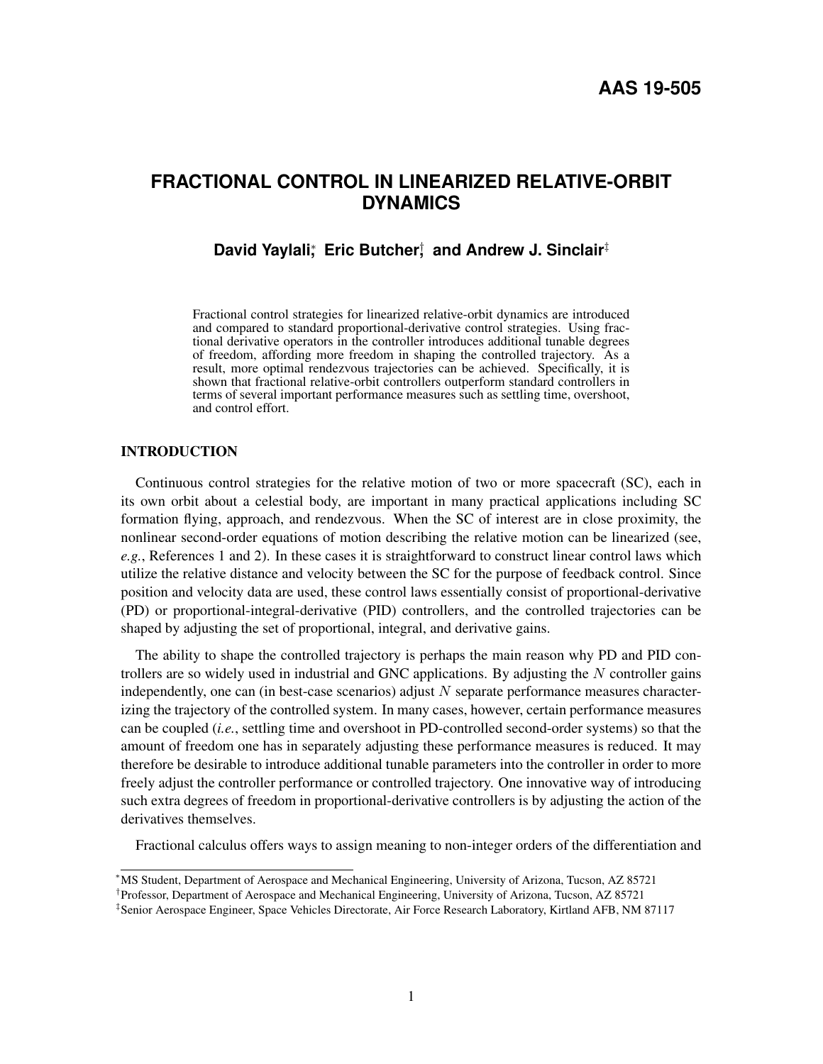AAS 19-505

# FRACTIONAL CONTROL IN LINEARIZED RELATIVE-ORBIT DYNAMICS

**David Yaylali,[*] Eric Butcher,[†] and Andrew J. Sinclair[‡]**

Fractional control strategies for linearized relative-orbit dynamics are introduced and compared to standard proportional-derivative control strategies. Using fractional derivative operators in the controller introduces additional tunable degrees of freedom, affording more freedom in shaping the controlled trajectory. As a result, more optimal rendezvous trajectories can be achieved. Specifically, it is shown that fractional relative-orbit controllers outperform standard controllers in terms of several important performance measures such as settling time, overshoot, and control effort.

## INTRODUCTION

Continuous control strategies for the relative motion of two or more spacecraft (SC), each in its own orbit about a celestial body, are important in many practical applications including SC formation flying, approach, and rendezvous. When the SC of interest are in close proximity, the nonlinear second-order equations of motion describing the relative motion can be linearized (see, *e.g.*, References 1 and 2). In these cases it is straightforward to construct linear control laws which utilize the relative distance and velocity between the SC for the purpose of feedback control. Since position and velocity data are used, these control laws essentially consist of proportional-derivative (PD) or proportional-integral-derivative (PID) controllers, and the controlled trajectories can be shaped by adjusting the set of proportional, integral, and derivative gains.

The ability to shape the controlled trajectory is perhaps the main reason why PD and PID controllers are so widely used in industrial and GNC applications. By adjusting the $N$ controller gains independently, one can (in best-case scenarios) adjust $N$ separate performance measures characterizing the trajectory of the controlled system. In many cases, however, certain performance measures can be coupled (*i.e.*, settling time and overshoot in PD-controlled second-order systems) so that the amount of freedom one has in separately adjusting these performance measures is reduced. It may therefore be desirable to introduce additional tunable parameters into the controller in order to more freely adjust the controller performance or controlled trajectory. One innovative way of introducing such extra degrees of freedom in proportional-derivative controllers is by adjusting the action of the derivatives themselves.

Fractional calculus offers ways to assign meaning to non-integer orders of the differentiation and

[*] MS Student, Department of Aerospace and Mechanical Engineering, University of Arizona, Tucson, AZ 85721

[†] Professor, Department of Aerospace and Mechanical Engineering, University of Arizona, Tucson, AZ 85721

[‡] Senior Aerospace Engineer, Space Vehicles Directorate, Air Force Research Laboratory, Kirtland AFB, NM 87117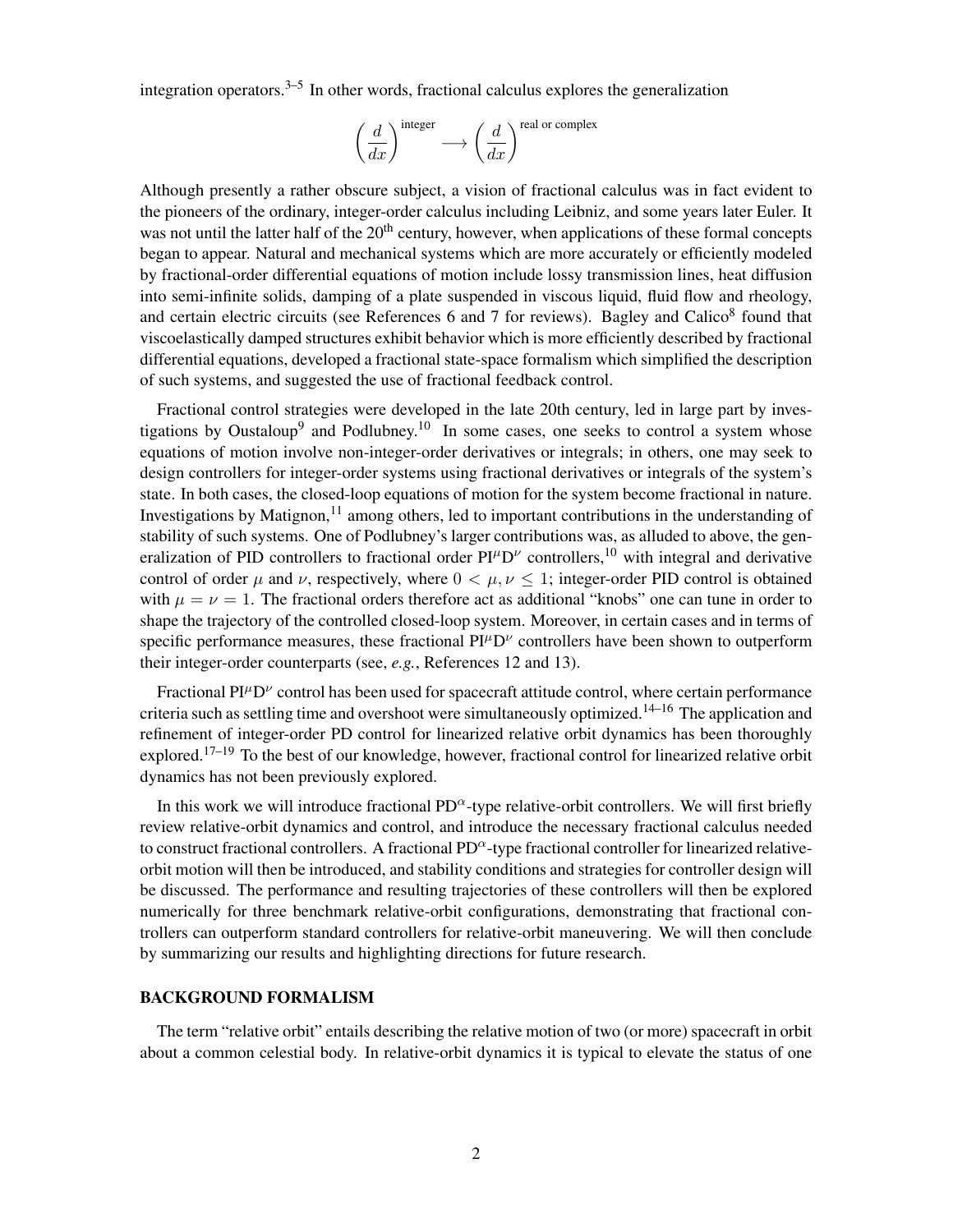integration operators.[3–5] In other words, fractional calculus explores the generalization

$$\left(\frac{d}{dx}\right)^{\text{integer}} \longrightarrow \left(\frac{d}{dx}\right)^{\text{real or complex}}$$

Although presently a rather obscure subject, a vision of fractional calculus was in fact evident to the pioneers of the ordinary, integer-order calculus including Leibniz, and some years later Euler. It was not until the latter half of the 20$^{\text{th}}$ century, however, when applications of these formal concepts began to appear. Natural and mechanical systems which are more accurately or efficiently modeled by fractional-order differential equations of motion include lossy transmission lines, heat diffusion into semi-infinite solids, damping of a plate suspended in viscous liquid, fluid flow and rheology, and certain electric circuits (see References 6 and 7 for reviews). Bagley and Calico[8] found that viscoelastically damped structures exhibit behavior which is more efficiently described by fractional differential equations, developed a fractional state-space formalism which simplified the description of such systems, and suggested the use of fractional feedback control.

Fractional control strategies were developed in the late 20th century, led in large part by investigations by Oustaloup[9] and Podlubney.[10] In some cases, one seeks to control a system whose equations of motion involve non-integer-order derivatives or integrals; in others, one may seek to design controllers for integer-order systems using fractional derivatives or integrals of the system's state. In both cases, the closed-loop equations of motion for the system become fractional in nature. Investigations by Matignon,[11] among others, led to important contributions in the understanding of stability of such systems. One of Podlubney's larger contributions was, as alluded to above, the generalization of PID controllers to fractional order PI$^{\mu}$D$^{\nu}$ controllers,[10] with integral and derivative control of order $\mu$ and $\nu$, respectively, where $0 < \mu, \nu \leq 1$; integer-order PID control is obtained with $\mu = \nu = 1$. The fractional orders therefore act as additional "knobs" one can tune in order to shape the trajectory of the controlled closed-loop system. Moreover, in certain cases and in terms of specific performance measures, these fractional PI$^{\mu}$D$^{\nu}$ controllers have been shown to outperform their integer-order counterparts (see, *e.g.*, References 12 and 13).

Fractional PI$^{\mu}$D$^{\nu}$ control has been used for spacecraft attitude control, where certain performance criteria such as settling time and overshoot were simultaneously optimized.[14–16] The application and refinement of integer-order PD control for linearized relative orbit dynamics has been thoroughly explored.[17–19] To the best of our knowledge, however, fractional control for linearized relative orbit dynamics has not been previously explored.

In this work we will introduce fractional PD$^{\alpha}$-type relative-orbit controllers. We will first briefly review relative-orbit dynamics and control, and introduce the necessary fractional calculus needed to construct fractional controllers. A fractional PD$^{\alpha}$-type fractional controller for linearized relative-orbit motion will then be introduced, and stability conditions and strategies for controller design will be discussed. The performance and resulting trajectories of these controllers will then be explored numerically for three benchmark relative-orbit configurations, demonstrating that fractional controllers can outperform standard controllers for relative-orbit maneuvering. We will then conclude by summarizing our results and highlighting directions for future research.

## BACKGROUND FORMALISM

The term "relative orbit" entails describing the relative motion of two (or more) spacecraft in orbit about a common celestial body. In relative-orbit dynamics it is typical to elevate the status of one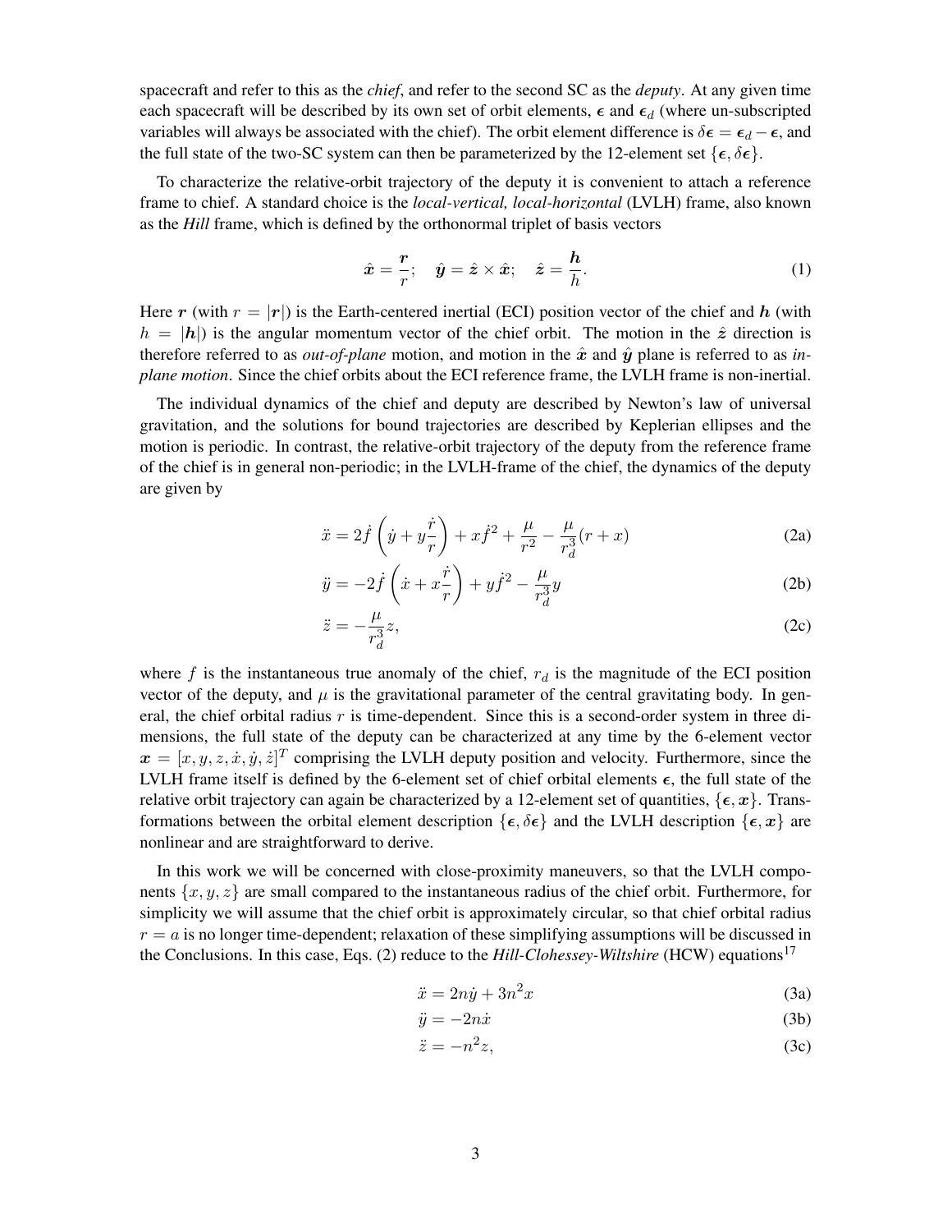spacecraft and refer to this as the *chief*, and refer to the second SC as the *deputy*. At any given time each spacecraft will be described by its own set of orbit elements, $\boldsymbol{\epsilon}$ and $\boldsymbol{\epsilon}_d$ (where un-subscripted variables will always be associated with the chief). The orbit element difference is $\delta\boldsymbol{\epsilon} = \boldsymbol{\epsilon}_d - \boldsymbol{\epsilon}$, and the full state of the two-SC system can then be parameterized by the 12-element set $\{\boldsymbol{\epsilon}, \delta\boldsymbol{\epsilon}\}$.

To characterize the relative-orbit trajectory of the deputy it is convenient to attach a reference frame to chief. A standard choice is the *local-vertical, local-horizontal* (LVLH) frame, also known as the *Hill* frame, which is defined by the orthonormal triplet of basis vectors

$$\hat{\boldsymbol{x}} = \frac{\boldsymbol{r}}{r}; \quad \hat{\boldsymbol{y}} = \hat{\boldsymbol{z}} \times \hat{\boldsymbol{x}}; \quad \hat{\boldsymbol{z}} = \frac{\boldsymbol{h}}{h}. \tag{1}$$

Here $\boldsymbol{r}$ (with $r = |\boldsymbol{r}|$) is the Earth-centered inertial (ECI) position vector of the chief and $\boldsymbol{h}$ (with $h = |\boldsymbol{h}|$) is the angular momentum vector of the chief orbit. The motion in the $\hat{\boldsymbol{z}}$ direction is therefore referred to as *out-of-plane* motion, and motion in the $\hat{\boldsymbol{x}}$ and $\hat{\boldsymbol{y}}$ plane is referred to as *in-plane motion*. Since the chief orbits about the ECI reference frame, the LVLH frame is non-inertial.

The individual dynamics of the chief and deputy are described by Newton's law of universal gravitation, and the solutions for bound trajectories are described by Keplerian ellipses and the motion is periodic. In contrast, the relative-orbit trajectory of the deputy from the reference frame of the chief is in general non-periodic; in the LVLH-frame of the chief, the dynamics of the deputy are given by

$$\ddot{x} = 2\dot{f}\left(\dot{y} + y\frac{\dot{r}}{r}\right) + x\dot{f}^2 + \frac{\mu}{r^2} - \frac{\mu}{r_d^3}(r + x) \tag{2a}$$

$$\ddot{y} = -2\dot{f}\left(\dot{x} + x\frac{\dot{r}}{r}\right) + y\dot{f}^2 - \frac{\mu}{r_d^3}y \tag{2b}$$

$$\ddot{z} = -\frac{\mu}{r_d^3}z, \tag{2c}$$

where $f$ is the instantaneous true anomaly of the chief, $r_d$ is the magnitude of the ECI position vector of the deputy, and $\mu$ is the gravitational parameter of the central gravitating body. In general, the chief orbital radius $r$ is time-dependent. Since this is a second-order system in three dimensions, the full state of the deputy can be characterized at any time by the 6-element vector $\boldsymbol{x} = [x, y, z, \dot{x}, \dot{y}, \dot{z}]^T$ comprising the LVLH deputy position and velocity. Furthermore, since the LVLH frame itself is defined by the 6-element set of chief orbital elements $\boldsymbol{\epsilon}$, the full state of the relative orbit trajectory can again be characterized by a 12-element set of quantities, $\{\boldsymbol{\epsilon}, \boldsymbol{x}\}$. Transformations between the orbital element description $\{\boldsymbol{\epsilon}, \delta\boldsymbol{\epsilon}\}$ and the LVLH description $\{\boldsymbol{\epsilon}, \boldsymbol{x}\}$ are nonlinear and are straightforward to derive.

In this work we will be concerned with close-proximity maneuvers, so that the LVLH components $\{x, y, z\}$ are small compared to the instantaneous radius of the chief orbit. Furthermore, for simplicity we will assume that the chief orbit is approximately circular, so that chief orbital radius $r = a$ is no longer time-dependent; relaxation of these simplifying assumptions will be discussed in the Conclusions. In this case, Eqs. (2) reduce to the *Hill-Clohessey-Wiltshire* (HCW) equations[17]

$$\ddot{x} = 2n\dot{y} + 3n^2 x \tag{3a}$$

$$\ddot{y} = -2n\dot{x} \tag{3b}$$

$$\ddot{z} = -n^2 z, \tag{3c}$$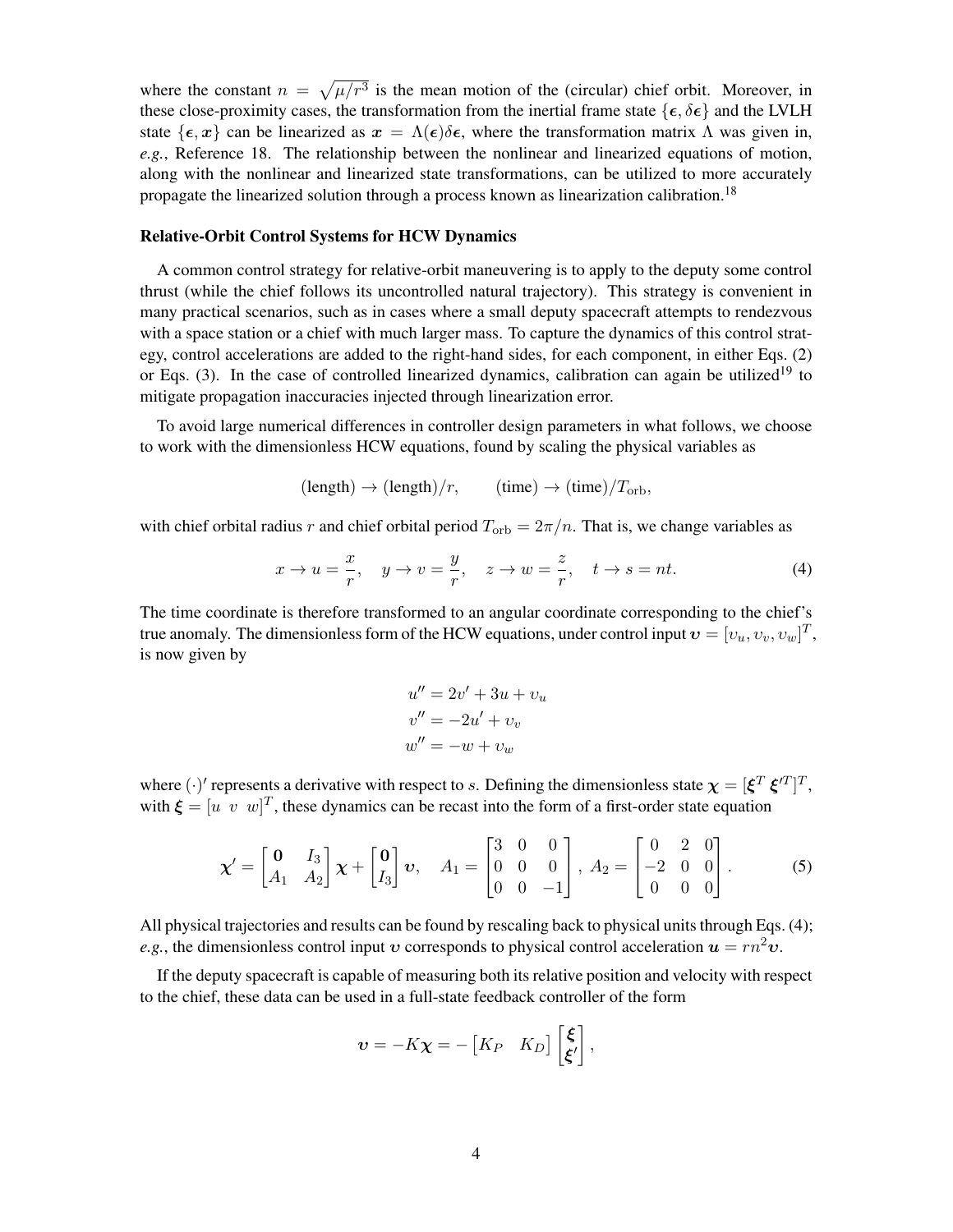where the constant $n = \sqrt{\mu/r^3}$ is the mean motion of the (circular) chief orbit. Moreover, in these close-proximity cases, the transformation from the inertial frame state $\{\boldsymbol{\epsilon}, \delta\boldsymbol{\epsilon}\}$ and the LVLH state $\{\boldsymbol{\epsilon}, \boldsymbol{x}\}$ can be linearized as $\boldsymbol{x} = \Lambda(\boldsymbol{\epsilon})\delta\boldsymbol{\epsilon}$, where the transformation matrix $\Lambda$ was given in, *e.g.*, Reference 18. The relationship between the nonlinear and linearized equations of motion, along with the nonlinear and linearized state transformations, can be utilized to more accurately propagate the linearized solution through a process known as linearization calibration.[18]

### Relative-Orbit Control Systems for HCW Dynamics

A common control strategy for relative-orbit maneuvering is to apply to the deputy some control thrust (while the chief follows its uncontrolled natural trajectory). This strategy is convenient in many practical scenarios, such as in cases where a small deputy spacecraft attempts to rendezvous with a space station or a chief with much larger mass. To capture the dynamics of this control strategy, control accelerations are added to the right-hand sides, for each component, in either Eqs. (2) or Eqs. (3). In the case of controlled linearized dynamics, calibration can again be utilized[19] to mitigate propagation inaccuracies injected through linearization error.

To avoid large numerical differences in controller design parameters in what follows, we choose to work with the dimensionless HCW equations, found by scaling the physical variables as

$$(\text{length}) \to (\text{length})/r, \qquad (\text{time}) \to (\text{time})/T_{\text{orb}},$$

with chief orbital radius $r$ and chief orbital period $T_{\text{orb}} = 2\pi/n$. That is, we change variables as

$$x \to u = \frac{x}{r}, \quad y \to v = \frac{y}{r}, \quad z \to w = \frac{z}{r}, \quad t \to s = nt. \tag{4}$$

The time coordinate is therefore transformed to an angular coordinate corresponding to the chief's true anomaly. The dimensionless form of the HCW equations, under control input $\boldsymbol{\upsilon} = [\upsilon_u, \upsilon_v, \upsilon_w]^T$, is now given by

$$\begin{aligned} u'' &= 2v' + 3u + \upsilon_u \\ v'' &= -2u' + \upsilon_v \\ w'' &= -w + \upsilon_w \end{aligned}$$

where $(\cdot)'$ represents a derivative with respect to $s$. Defining the dimensionless state $\boldsymbol{\chi} = [\boldsymbol{\xi}^T \ \boldsymbol{\xi}'^T]^T$, with $\boldsymbol{\xi} = [u \ \ v \ \ w]^T$, these dynamics can be recast into the form of a first-order state equation

$$\boldsymbol{\chi}' = \begin{bmatrix} \mathbf{0} & I_3 \\ A_1 & A_2 \end{bmatrix} \boldsymbol{\chi} + \begin{bmatrix} \mathbf{0} \\ I_3 \end{bmatrix} \boldsymbol{\upsilon}, \quad A_1 = \begin{bmatrix} 3 & 0 & 0 \\ 0 & 0 & 0 \\ 0 & 0 & -1 \end{bmatrix}, \ A_2 = \begin{bmatrix} 0 & 2 & 0 \\ -2 & 0 & 0 \\ 0 & 0 & 0 \end{bmatrix}. \tag{5}$$

All physical trajectories and results can be found by rescaling back to physical units through Eqs. (4); *e.g.*, the dimensionless control input $\boldsymbol{\upsilon}$ corresponds to physical control acceleration $\boldsymbol{u} = rn^2\boldsymbol{\upsilon}$.

If the deputy spacecraft is capable of measuring both its relative position and velocity with respect to the chief, these data can be used in a full-state feedback controller of the form

$$\boldsymbol{\upsilon} = -K\boldsymbol{\chi} = -\begin{bmatrix} K_P & K_D \end{bmatrix} \begin{bmatrix} \boldsymbol{\xi} \\ \boldsymbol{\xi}' \end{bmatrix},$$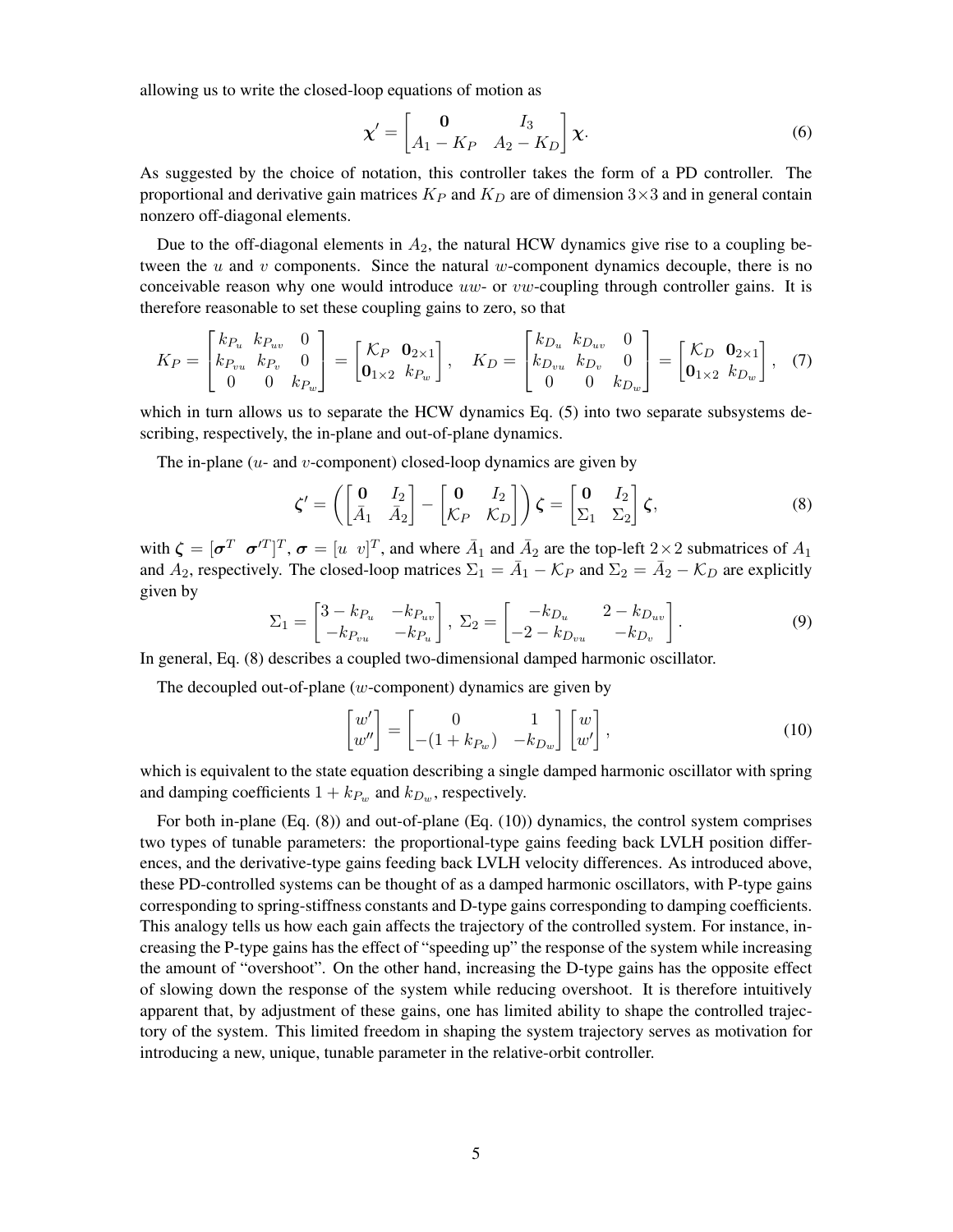allowing us to write the closed-loop equations of motion as

$$\boldsymbol{\chi}' = \begin{bmatrix} \mathbf{0} & I_3 \\ A_1 - K_P & A_2 - K_D \end{bmatrix} \boldsymbol{\chi}. \tag{6}$$

As suggested by the choice of notation, this controller takes the form of a PD controller. The proportional and derivative gain matrices $K_P$ and $K_D$ are of dimension $3\times3$ and in general contain nonzero off-diagonal elements.

Due to the off-diagonal elements in $A_2$, the natural HCW dynamics give rise to a coupling between the $u$ and $v$ components. Since the natural $w$-component dynamics decouple, there is no conceivable reason why one would introduce $uw$- or $vw$-coupling through controller gains. It is therefore reasonable to set these coupling gains to zero, so that

$$K_P = \begin{bmatrix} k_{P_u} & k_{P_{uv}} & 0 \\ k_{P_{vu}} & k_{P_v} & 0 \\ 0 & 0 & k_{P_w} \end{bmatrix} = \begin{bmatrix} \mathcal{K}_P & \mathbf{0}_{2\times1} \\ \mathbf{0}_{1\times2} & k_{P_w} \end{bmatrix}, \quad K_D = \begin{bmatrix} k_{D_u} & k_{D_{uv}} & 0 \\ k_{D_{vu}} & k_{D_v} & 0 \\ 0 & 0 & k_{D_w} \end{bmatrix} = \begin{bmatrix} \mathcal{K}_D & \mathbf{0}_{2\times1} \\ \mathbf{0}_{1\times2} & k_{D_w} \end{bmatrix}, \tag{7}$$

which in turn allows us to separate the HCW dynamics Eq. (5) into two separate subsystems describing, respectively, the in-plane and out-of-plane dynamics.

The in-plane ($u$- and $v$-component) closed-loop dynamics are given by

$$\boldsymbol{\zeta}' = \left( \begin{bmatrix} \mathbf{0} & I_2 \\ \bar{A}_1 & \bar{A}_2 \end{bmatrix} - \begin{bmatrix} \mathbf{0} & I_2 \\ \mathcal{K}_P & \mathcal{K}_D \end{bmatrix} \right) \boldsymbol{\zeta} = \begin{bmatrix} \mathbf{0} & I_2 \\ \Sigma_1 & \Sigma_2 \end{bmatrix} \boldsymbol{\zeta}, \tag{8}$$

with $\boldsymbol{\zeta} = [\boldsymbol{\sigma}^T \ \ \boldsymbol{\sigma}'^T]^T$, $\boldsymbol{\sigma} = [u \ \ v]^T$, and where $\bar{A}_1$ and $\bar{A}_2$ are the top-left $2\times2$ submatrices of $A_1$ and $A_2$, respectively. The closed-loop matrices $\Sigma_1 = \bar{A}_1 - \mathcal{K}_P$ and $\Sigma_2 = \bar{A}_2 - \mathcal{K}_D$ are explicitly given by

$$\Sigma_1 = \begin{bmatrix} 3 - k_{P_u} & -k_{P_{uv}} \\ -k_{P_{vu}} & -k_{P_u} \end{bmatrix}, \ \Sigma_2 = \begin{bmatrix} -k_{D_u} & 2 - k_{D_{uv}} \\ -2 - k_{D_{vu}} & -k_{D_v} \end{bmatrix}. \tag{9}$$

In general, Eq. (8) describes a coupled two-dimensional damped harmonic oscillator.

The decoupled out-of-plane ($w$-component) dynamics are given by

$$\begin{bmatrix} w' \\ w'' \end{bmatrix} = \begin{bmatrix} 0 & 1 \\ -(1 + k_{P_w}) & -k_{D_w} \end{bmatrix} \begin{bmatrix} w \\ w' \end{bmatrix}, \tag{10}$$

which is equivalent to the state equation describing a single damped harmonic oscillator with spring and damping coefficients $1 + k_{P_w}$ and $k_{D_w}$, respectively.

For both in-plane (Eq. (8)) and out-of-plane (Eq. (10)) dynamics, the control system comprises two types of tunable parameters: the proportional-type gains feeding back LVLH position differences, and the derivative-type gains feeding back LVLH velocity differences. As introduced above, these PD-controlled systems can be thought of as a damped harmonic oscillators, with P-type gains corresponding to spring-stiffness constants and D-type gains corresponding to damping coefficients. This analogy tells us how each gain affects the trajectory of the controlled system. For instance, increasing the P-type gains has the effect of "speeding up" the response of the system while increasing the amount of "overshoot". On the other hand, increasing the D-type gains has the opposite effect of slowing down the response of the system while reducing overshoot. It is therefore intuitively apparent that, by adjustment of these gains, one has limited ability to shape the controlled trajectory of the system. This limited freedom in shaping the system trajectory serves as motivation for introducing a new, unique, tunable parameter in the relative-orbit controller.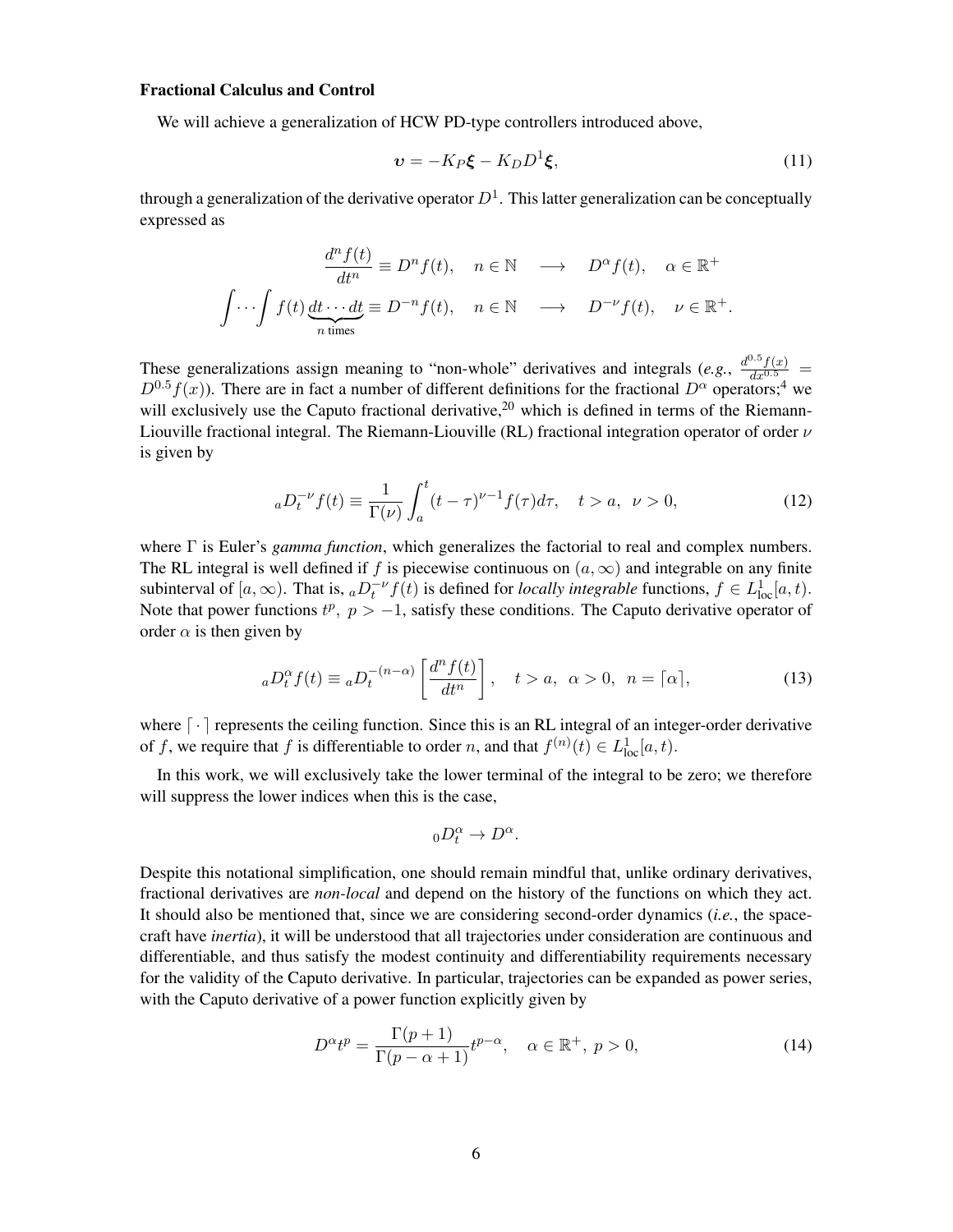**Fractional Calculus and Control**

We will achieve a generalization of HCW PD-type controllers introduced above,

$$\boldsymbol{\upsilon} = -K_P \boldsymbol{\xi} - K_D D^1 \boldsymbol{\xi}, \tag{11}$$

through a generalization of the derivative operator $D^1$. This latter generalization can be conceptually expressed as

$$\frac{d^n f(t)}{dt^n} \equiv D^n f(t), \quad n \in \mathbb{N} \quad \longrightarrow \quad D^\alpha f(t), \quad \alpha \in \mathbb{R}^+$$

$$\int \cdots \int f(t) \underbrace{dt \cdots dt}_{n \text{ times}} \equiv D^{-n} f(t), \quad n \in \mathbb{N} \quad \longrightarrow \quad D^{-\nu} f(t), \quad \nu \in \mathbb{R}^+.$$

These generalizations assign meaning to "non-whole" derivatives and integrals (*e.g.*, $\frac{d^{0.5} f(x)}{dx^{0.5}} = D^{0.5} f(x)$). There are in fact a number of different definitions for the fractional $D^\alpha$ operators;[4] we will exclusively use the Caputo fractional derivative,[20] which is defined in terms of the Riemann-Liouville fractional integral. The Riemann-Liouville (RL) fractional integration operator of order $\nu$ is given by

$${}_aD_t^{-\nu} f(t) \equiv \frac{1}{\Gamma(\nu)} \int_a^t (t-\tau)^{\nu-1} f(\tau) d\tau, \quad t > a, \;\; \nu > 0, \tag{12}$$

where $\Gamma$ is Euler's *gamma function*, which generalizes the factorial to real and complex numbers. The RL integral is well defined if $f$ is piecewise continuous on $(a, \infty)$ and integrable on any finite subinterval of $[a, \infty)$. That is, ${}_aD_t^{-\nu} f(t)$ is defined for *locally integrable* functions, $f \in L^1_{\text{loc}}[a, t)$. Note that power functions $t^p, \; p > -1$, satisfy these conditions. The Caputo derivative operator of order $\alpha$ is then given by

$${}_aD_t^{\alpha} f(t) \equiv {}_aD_t^{-(n-\alpha)} \left[ \frac{d^n f(t)}{dt^n} \right], \quad t > a, \;\; \alpha > 0, \;\; n = \lceil \alpha \rceil, \tag{13}$$

where $\lceil \cdot \rceil$ represents the ceiling function. Since this is an RL integral of an integer-order derivative of $f$, we require that $f$ is differentiable to order $n$, and that $f^{(n)}(t) \in L^1_{\text{loc}}[a, t)$.

In this work, we will exclusively take the lower terminal of the integral to be zero; we therefore will suppress the lower indices when this is the case,

$${}_0D_t^{\alpha} \to D^\alpha.$$

Despite this notational simplification, one should remain mindful that, unlike ordinary derivatives, fractional derivatives are *non-local* and depend on the history of the functions on which they act. It should also be mentioned that, since we are considering second-order dynamics (*i.e.*, the spacecraft have *inertia*), it will be understood that all trajectories under consideration are continuous and differentiable, and thus satisfy the modest continuity and differentiability requirements necessary for the validity of the Caputo derivative. In particular, trajectories can be expanded as power series, with the Caputo derivative of a power function explicitly given by

$$D^\alpha t^p = \frac{\Gamma(p+1)}{\Gamma(p-\alpha+1)} t^{p-\alpha}, \quad \alpha \in \mathbb{R}^+, \; p > 0, \tag{14}$$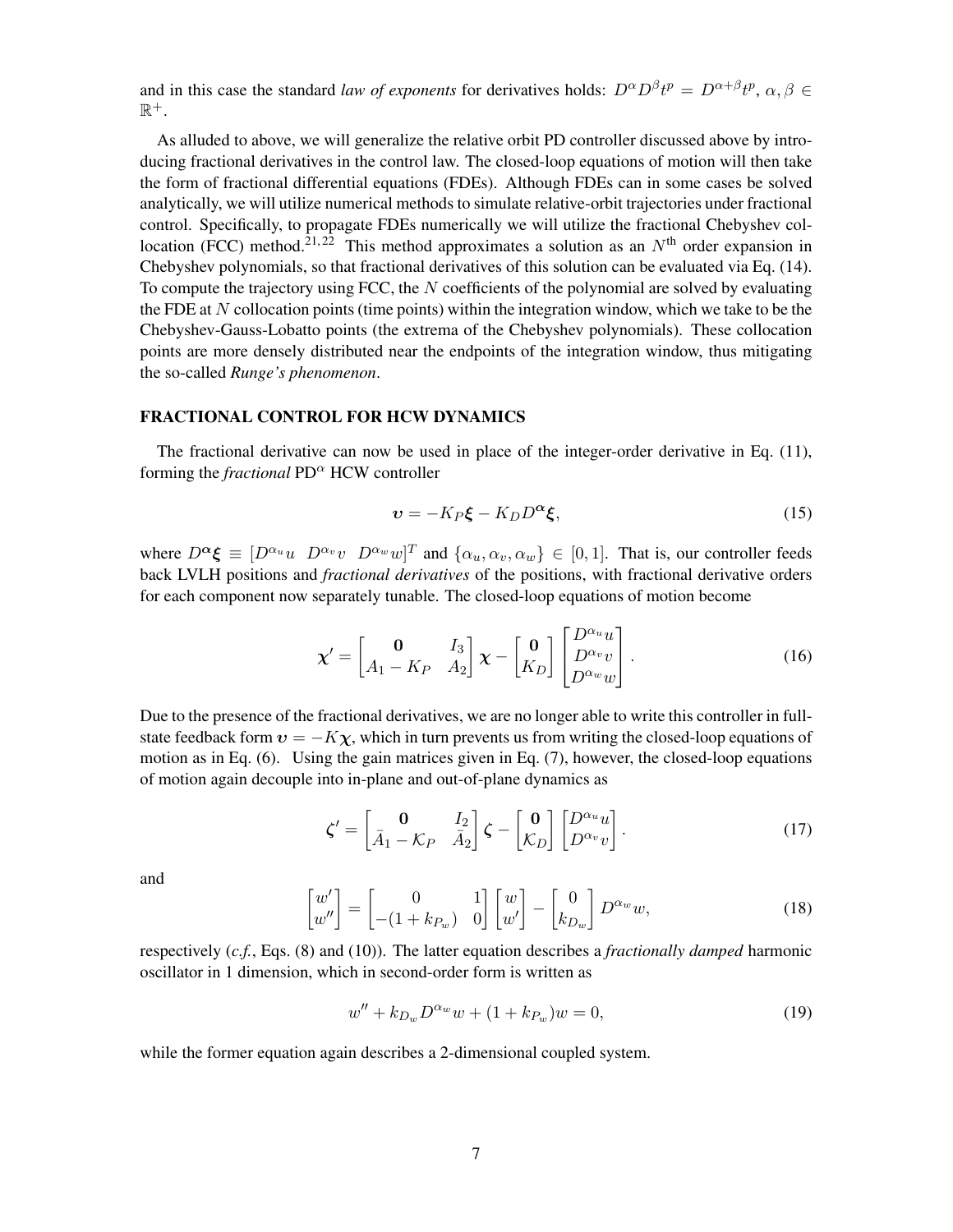and in this case the standard *law of exponents* for derivatives holds: $D^{\alpha} D^{\beta} t^p = D^{\alpha+\beta} t^p$, $\alpha, \beta \in \mathbb{R}^+$.

As alluded to above, we will generalize the relative orbit PD controller discussed above by introducing fractional derivatives in the control law. The closed-loop equations of motion will then take the form of fractional differential equations (FDEs). Although FDEs can in some cases be solved analytically, we will utilize numerical methods to simulate relative-orbit trajectories under fractional control. Specifically, to propagate FDEs numerically we will utilize the fractional Chebyshev collocation (FCC) method.[21,22] This method approximates a solution as an $N^{\text{th}}$ order expansion in Chebyshev polynomials, so that fractional derivatives of this solution can be evaluated via Eq. (14). To compute the trajectory using FCC, the $N$ coefficients of the polynomial are solved by evaluating the FDE at $N$ collocation points (time points) within the integration window, which we take to be the Chebyshev-Gauss-Lobatto points (the extrema of the Chebyshev polynomials). These collocation points are more densely distributed near the endpoints of the integration window, thus mitigating the so-called *Runge's phenomenon*.

## FRACTIONAL CONTROL FOR HCW DYNAMICS

The fractional derivative can now be used in place of the integer-order derivative in Eq. (11), forming the *fractional* PD$^{\alpha}$ HCW controller

$$\boldsymbol{\upsilon} = -K_P \boldsymbol{\xi} - K_D D^{\boldsymbol{\alpha}} \boldsymbol{\xi}, \tag{15}$$

where $D^{\boldsymbol{\alpha}} \boldsymbol{\xi} \equiv [D^{\alpha_u} u \;\; D^{\alpha_v} v \;\; D^{\alpha_w} w]^T$ and $\{\alpha_u, \alpha_v, \alpha_w\} \in [0, 1]$. That is, our controller feeds back LVLH positions and *fractional derivatives* of the positions, with fractional derivative orders for each component now separately tunable. The closed-loop equations of motion become

$$\boldsymbol{\chi}' = \begin{bmatrix} \mathbf{0} & I_3 \\ A_1 - K_P & A_2 \end{bmatrix} \boldsymbol{\chi} - \begin{bmatrix} \mathbf{0} \\ K_D \end{bmatrix} \begin{bmatrix} D^{\alpha_u} u \\ D^{\alpha_v} v \\ D^{\alpha_w} w \end{bmatrix}. \tag{16}$$

Due to the presence of the fractional derivatives, we are no longer able to write this controller in full-state feedback form $\boldsymbol{\upsilon} = -K\boldsymbol{\chi}$, which in turn prevents us from writing the closed-loop equations of motion as in Eq. (6). Using the gain matrices given in Eq. (7), however, the closed-loop equations of motion again decouple into in-plane and out-of-plane dynamics as

$$\boldsymbol{\zeta}' = \begin{bmatrix} \mathbf{0} & I_2 \\ \bar{A}_1 - \mathcal{K}_P & \bar{A}_2 \end{bmatrix} \boldsymbol{\zeta} - \begin{bmatrix} \mathbf{0} \\ \mathcal{K}_D \end{bmatrix} \begin{bmatrix} D^{\alpha_u} u \\ D^{\alpha_v} v \end{bmatrix}. \tag{17}$$

and

$$\begin{bmatrix} w' \\ w'' \end{bmatrix} = \begin{bmatrix} 0 & 1 \\ -(1 + k_{P_w}) & 0 \end{bmatrix} \begin{bmatrix} w \\ w' \end{bmatrix} - \begin{bmatrix} 0 \\ k_{D_w} \end{bmatrix} D^{\alpha_w} w, \tag{18}$$

respectively (*c.f.*, Eqs. (8) and (10)). The latter equation describes a *fractionally damped* harmonic oscillator in 1 dimension, which in second-order form is written as

$$w'' + k_{D_w} D^{\alpha_w} w + (1 + k_{P_w}) w = 0, \tag{19}$$

while the former equation again describes a 2-dimensional coupled system.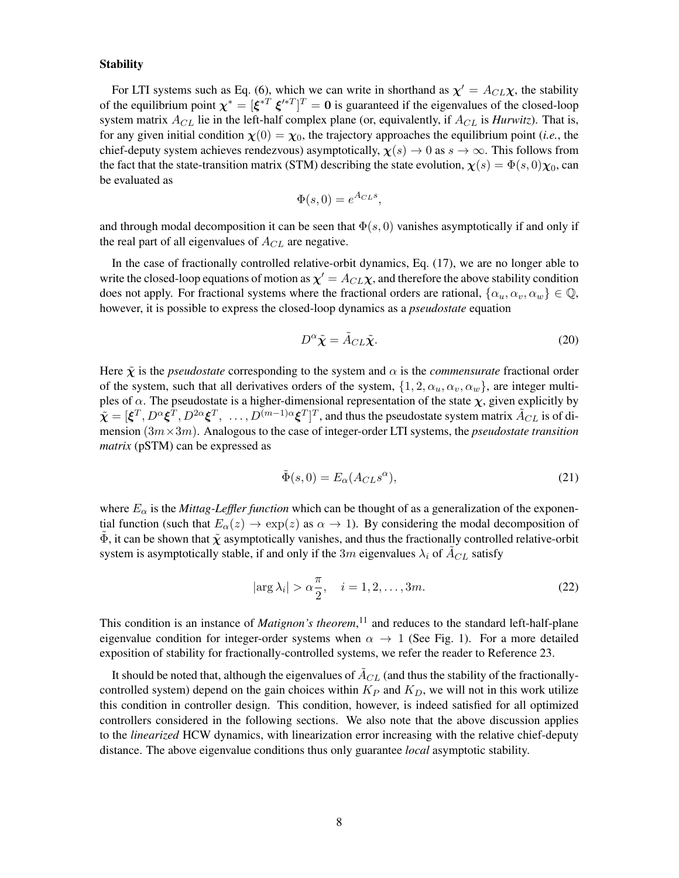**Stability**

For LTI systems such as Eq. (6), which we can write in shorthand as $\boldsymbol{\chi}' = A_{CL}\boldsymbol{\chi}$, the stability of the equilibrium point $\boldsymbol{\chi}^* = [\boldsymbol{\xi}^{*T}\ \boldsymbol{\xi}'^{*T}]^T = \mathbf{0}$ is guaranteed if the eigenvalues of the closed-loop system matrix $A_{CL}$ lie in the left-half complex plane (or, equivalently, if $A_{CL}$ is *Hurwitz*). That is, for any given initial condition $\boldsymbol{\chi}(0) = \boldsymbol{\chi}_0$, the trajectory approaches the equilibrium point (*i.e.*, the chief-deputy system achieves rendezvous) asymptotically, $\boldsymbol{\chi}(s) \to 0$ as $s \to \infty$. This follows from the fact that the state-transition matrix (STM) describing the state evolution, $\boldsymbol{\chi}(s) = \Phi(s, 0)\boldsymbol{\chi}_0$, can be evaluated as

$$\Phi(s, 0) = e^{A_{CL}s},$$

and through modal decomposition it can be seen that $\Phi(s, 0)$ vanishes asymptotically if and only if the real part of all eigenvalues of $A_{CL}$ are negative.

In the case of fractionally controlled relative-orbit dynamics, Eq. (17), we are no longer able to write the closed-loop equations of motion as $\boldsymbol{\chi}' = A_{CL}\boldsymbol{\chi}$, and therefore the above stability condition does not apply. For fractional systems where the fractional orders are rational, $\{\alpha_u, \alpha_v, \alpha_w\} \in \mathbb{Q}$, however, it is possible to express the closed-loop dynamics as a *pseudostate* equation

$$D^{\alpha}\tilde{\boldsymbol{\chi}} = \tilde{A}_{CL}\tilde{\boldsymbol{\chi}}. \tag{20}$$

Here $\tilde{\boldsymbol{\chi}}$ is the *pseudostate* corresponding to the system and $\alpha$ is the *commensurate* fractional order of the system, such that all derivatives orders of the system, $\{1, 2, \alpha_u, \alpha_v, \alpha_w\}$, are integer multiples of $\alpha$. The pseudostate is a higher-dimensional representation of the state $\boldsymbol{\chi}$, given explicitly by $\tilde{\boldsymbol{\chi}} = [\boldsymbol{\xi}^T, D^{\alpha}\boldsymbol{\xi}^T, D^{2\alpha}\boldsymbol{\xi}^T,\ \ldots, D^{(m-1)\alpha}\boldsymbol{\xi}^T]^T$, and thus the pseudostate system matrix $\tilde{A}_{CL}$ is of dimension $(3m \times 3m)$. Analogous to the case of integer-order LTI systems, the *pseudostate transition matrix* (pSTM) can be expressed as

$$\tilde{\Phi}(s, 0) = E_{\alpha}(A_{CL}s^{\alpha}), \tag{21}$$

where $E_{\alpha}$ is the ***Mittag-Leffler function*** which can be thought of as a generalization of the exponential function (such that $E_{\alpha}(z) \to \exp(z)$ as $\alpha \to 1$). By considering the modal decomposition of $\tilde{\Phi}$, it can be shown that $\tilde{\boldsymbol{\chi}}$ asymptotically vanishes, and thus the fractionally controlled relative-orbit system is asymptotically stable, if and only if the $3m$ eigenvalues $\lambda_i$ of $\tilde{A}_{CL}$ satisfy

$$|\arg \lambda_i| > \alpha\frac{\pi}{2}, \quad i = 1, 2, \ldots, 3m. \tag{22}$$

This condition is an instance of ***Matignon's theorem***,[11] and reduces to the standard left-half-plane eigenvalue condition for integer-order systems when $\alpha \to 1$ (See Fig. 1). For a more detailed exposition of stability for fractionally-controlled systems, we refer the reader to Reference 23.

It should be noted that, although the eigenvalues of $\tilde{A}_{CL}$ (and thus the stability of the fractionally-controlled system) depend on the gain choices within $K_P$ and $K_D$, we will not in this work utilize this condition in controller design. This condition, however, is indeed satisfied for all optimized controllers considered in the following sections. We also note that the above discussion applies to the *linearized* HCW dynamics, with linearization error increasing with the relative chief-deputy distance. The above eigenvalue conditions thus only guarantee *local* asymptotic stability.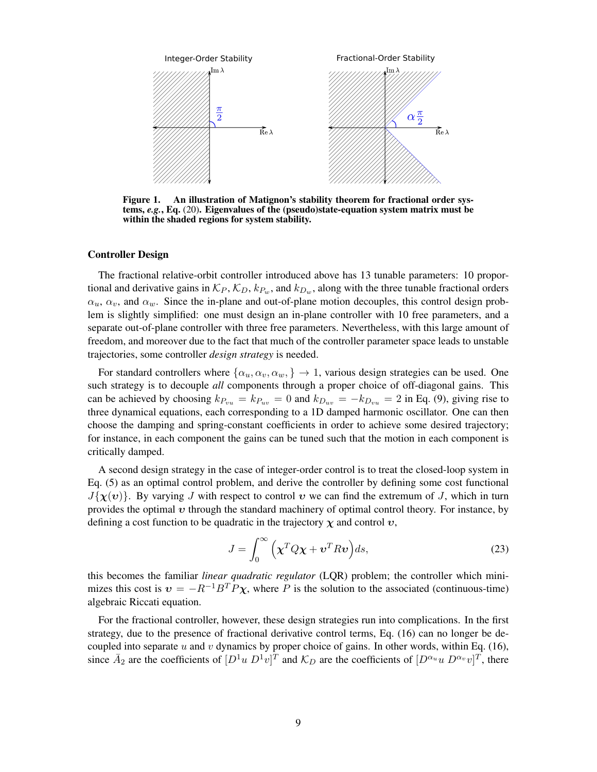**Figure 1. An illustration of Matignon's stability theorem for fractional order systems, *e.g.*, Eq. (20). Eigenvalues of the (pseudo)state-equation system matrix must be within the shaded regions for system stability.**

### Controller Design

The fractional relative-orbit controller introduced above has 13 tunable parameters: 10 proportional and derivative gains in $\mathcal{K}_P$, $\mathcal{K}_D$, $k_{P_w}$, and $k_{D_w}$, along with the three tunable fractional orders $\alpha_u$, $\alpha_v$, and $\alpha_w$. Since the in-plane and out-of-plane motion decouples, this control design problem is slightly simplified: one must design an in-plane controller with 10 free parameters, and a separate out-of-plane controller with three free parameters. Nevertheless, with this large amount of freedom, and moreover due to the fact that much of the controller parameter space leads to unstable trajectories, some controller *design strategy* is needed.

For standard controllers where $\{\alpha_u, \alpha_v, \alpha_w, \} \to 1$, various design strategies can be used. One such strategy is to decouple *all* components through a proper choice of off-diagonal gains. This can be achieved by choosing $k_{P_{vu}} = k_{P_{uv}} = 0$ and $k_{D_{uv}} = -k_{D_{vu}} = 2$ in Eq. (9), giving rise to three dynamical equations, each corresponding to a 1D damped harmonic oscillator. One can then choose the damping and spring-constant coefficients in order to achieve some desired trajectory; for instance, in each component the gains can be tuned such that the motion in each component is critically damped.

A second design strategy in the case of integer-order control is to treat the closed-loop system in Eq. (5) as an optimal control problem, and derive the controller by defining some cost functional $J\{\boldsymbol{\chi}(\boldsymbol{v})\}$. By varying $J$ with respect to control $\boldsymbol{v}$ we can find the extremum of $J$, which in turn provides the optimal $\boldsymbol{v}$ through the standard machinery of optimal control theory. For instance, by defining a cost function to be quadratic in the trajectory $\boldsymbol{\chi}$ and control $\boldsymbol{v}$,

$$J = \int_0^\infty \Big(\boldsymbol{\chi}^T Q \boldsymbol{\chi} + \boldsymbol{v}^T R \boldsymbol{v}\Big) ds, \tag{23}$$

this becomes the familiar *linear quadratic regulator* (LQR) problem; the controller which minimizes this cost is $\boldsymbol{v} = -R^{-1}B^T P \boldsymbol{\chi}$, where $P$ is the solution to the associated (continuous-time) algebraic Riccati equation.

For the fractional controller, however, these design strategies run into complications. In the first strategy, due to the presence of fractional derivative control terms, Eq. (16) can no longer be decoupled into separate $u$ and $v$ dynamics by proper choice of gains. In other words, within Eq. (16), since $\bar{A}_2$ are the coefficients of $[D^1 u \; D^1 v]^T$ and $\mathcal{K}_D$ are the coefficients of $[D^{\alpha_u} u \; D^{\alpha_v} v]^T$, there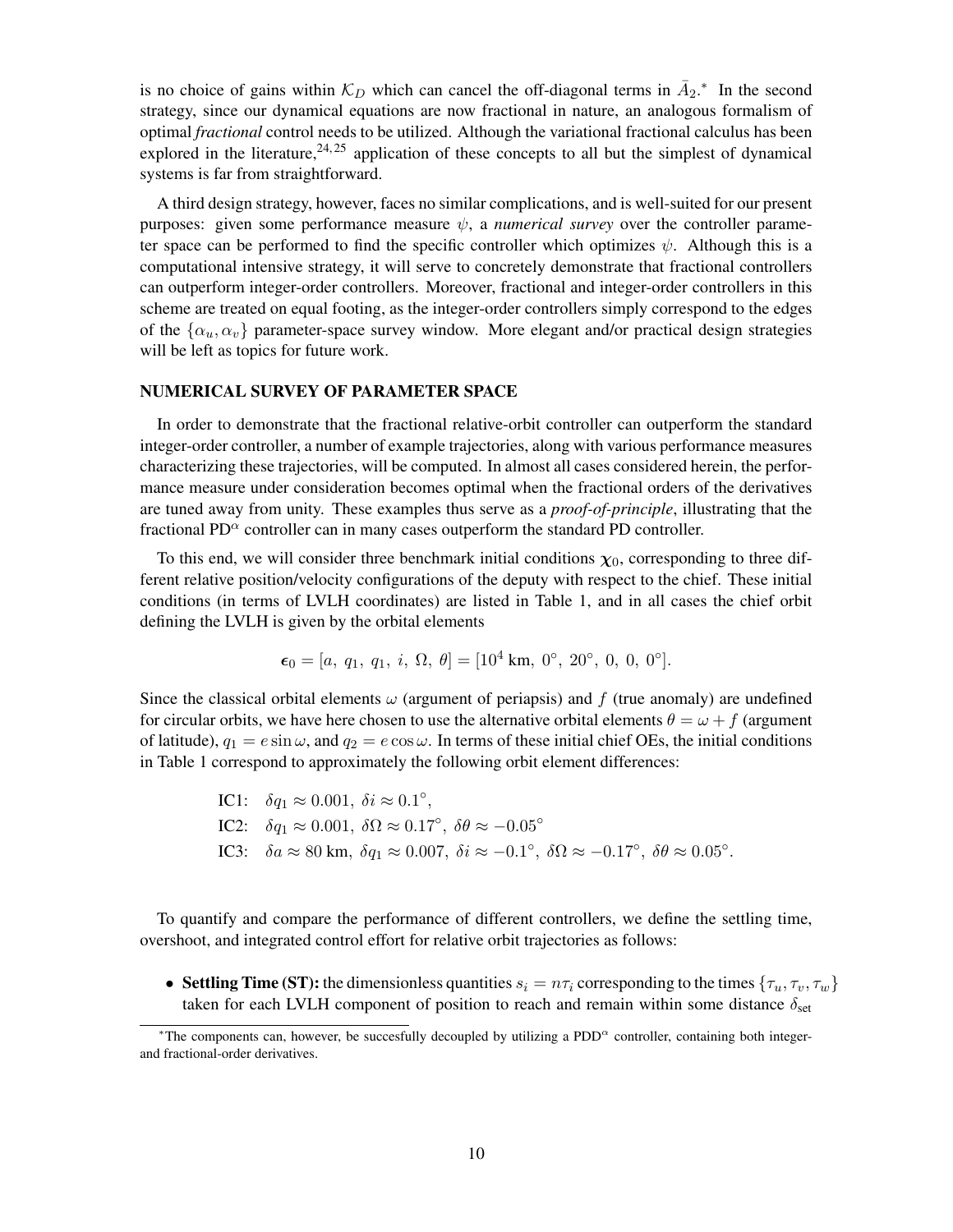is no choice of gains within $\mathcal{K}_D$ which can cancel the off-diagonal terms in $\bar{A}_2$.* In the second strategy, since our dynamical equations are now fractional in nature, an analogous formalism of optimal *fractional* control needs to be utilized. Although the variational fractional calculus has been explored in the literature,[24,25] application of these concepts to all but the simplest of dynamical systems is far from straightforward.

A third design strategy, however, faces no similar complications, and is well-suited for our present purposes: given some performance measure $\psi$, a *numerical survey* over the controller parameter space can be performed to find the specific controller which optimizes $\psi$. Although this is a computational intensive strategy, it will serve to concretely demonstrate that fractional controllers can outperform integer-order controllers. Moreover, fractional and integer-order controllers in this scheme are treated on equal footing, as the integer-order controllers simply correspond to the edges of the $\{\alpha_u, \alpha_v\}$ parameter-space survey window. More elegant and/or practical design strategies will be left as topics for future work.

## NUMERICAL SURVEY OF PARAMETER SPACE

In order to demonstrate that the fractional relative-orbit controller can outperform the standard integer-order controller, a number of example trajectories, along with various performance measures characterizing these trajectories, will be computed. In almost all cases considered herein, the performance measure under consideration becomes optimal when the fractional orders of the derivatives are tuned away from unity. These examples thus serve as a *proof-of-principle*, illustrating that the fractional PD$^\alpha$ controller can in many cases outperform the standard PD controller.

To this end, we will consider three benchmark initial conditions $\boldsymbol{\chi}_0$, corresponding to three different relative position/velocity configurations of the deputy with respect to the chief. These initial conditions (in terms of LVLH coordinates) are listed in Table 1, and in all cases the chief orbit defining the LVLH is given by the orbital elements

$$\boldsymbol{\epsilon}_0 = [a,\ q_1,\ q_1,\ i,\ \Omega,\ \theta] = [10^4\ \text{km},\ 0^\circ,\ 20^\circ,\ 0,\ 0,\ 0^\circ].$$

Since the classical orbital elements $\omega$ (argument of periapsis) and $f$ (true anomaly) are undefined for circular orbits, we have here chosen to use the alternative orbital elements $\theta = \omega + f$ (argument of latitude), $q_1 = e \sin \omega$, and $q_2 = e \cos \omega$. In terms of these initial chief OEs, the initial conditions in Table 1 correspond to approximately the following orbit element differences:

IC1: $\delta q_1 \approx 0.001,\ \delta i \approx 0.1^\circ,$

IC2: $\delta q_1 \approx 0.001,\ \delta \Omega \approx 0.17^\circ,\ \delta \theta \approx -0.05^\circ$

IC3: $\delta a \approx 80$ km, $\delta q_1 \approx 0.007,\ \delta i \approx -0.1^\circ,\ \delta \Omega \approx -0.17^\circ,\ \delta \theta \approx 0.05^\circ.$

To quantify and compare the performance of different controllers, we define the settling time, overshoot, and integrated control effort for relative orbit trajectories as follows:

- **Settling Time (ST):** the dimensionless quantities $s_i = n\tau_i$ corresponding to the times $\{\tau_u, \tau_v, \tau_w\}$ taken for each LVLH component of position to reach and remain within some distance $\delta_{\text{set}}$

*The components can, however, be succesfully decoupled by utilizing a PDD$^\alpha$ controller, containing both integer- and fractional-order derivatives.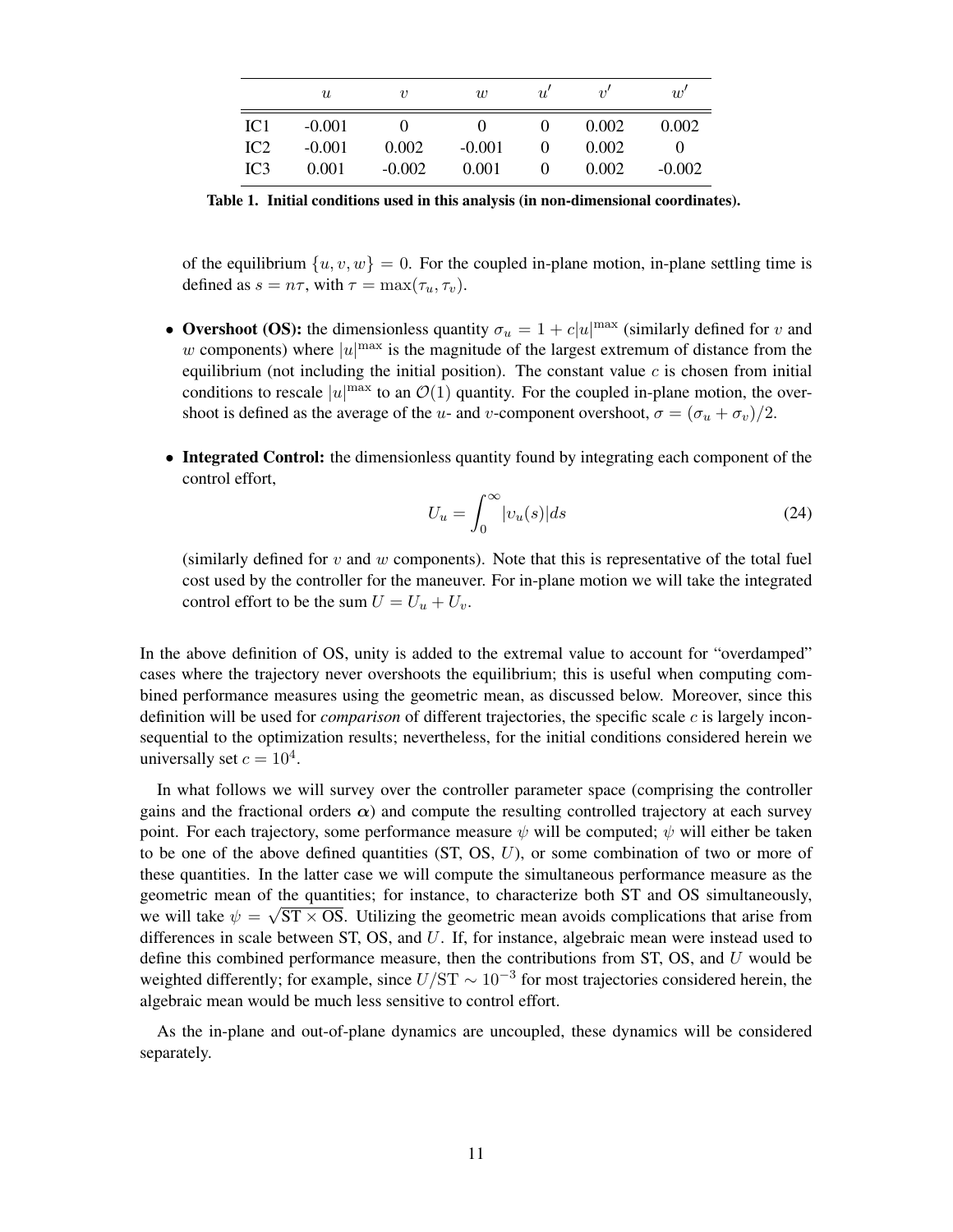|  | $u$ | $v$ | $w$ | $u'$ | $v'$ | $w'$ |
|---|---|---|---|---|---|---|
| IC1 | -0.001 | 0 | 0 | 0 | 0.002 | 0.002 |
| IC2 | -0.001 | 0.002 | -0.001 | 0 | 0.002 | 0 |
| IC3 | 0.001 | -0.002 | 0.001 | 0 | 0.002 | -0.002 |

**Table 1. Initial conditions used in this analysis (in non-dimensional coordinates).**

of the equilibrium $\{u, v, w\} = 0$. For the coupled in-plane motion, in-plane settling time is defined as $s = n\tau$, with $\tau = \max(\tau_u, \tau_v)$.

- **Overshoot (OS):** the dimensionless quantity $\sigma_u = 1 + c|u|^{\max}$ (similarly defined for $v$ and $w$ components) where $|u|^{\max}$ is the magnitude of the largest extremum of distance from the equilibrium (not including the initial position). The constant value $c$ is chosen from initial conditions to rescale $|u|^{\max}$ to an $\mathcal{O}(1)$ quantity. For the coupled in-plane motion, the overshoot is defined as the average of the $u$- and $v$-component overshoot, $\sigma = (\sigma_u + \sigma_v)/2$.

- **Integrated Control:** the dimensionless quantity found by integrating each component of the control effort,

$$U_u = \int_0^{\infty} |v_u(s)| ds \tag{24}$$

(similarly defined for $v$ and $w$ components). Note that this is representative of the total fuel cost used by the controller for the maneuver. For in-plane motion we will take the integrated control effort to be the sum $U = U_u + U_v$.

In the above definition of OS, unity is added to the extremal value to account for "overdamped" cases where the trajectory never overshoots the equilibrium; this is useful when computing combined performance measures using the geometric mean, as discussed below. Moreover, since this definition will be used for *comparison* of different trajectories, the specific scale $c$ is largely inconsequential to the optimization results; nevertheless, for the initial conditions considered herein we universally set $c = 10^4$.

In what follows we will survey over the controller parameter space (comprising the controller gains and the fractional orders $\boldsymbol{\alpha}$) and compute the resulting controlled trajectory at each survey point. For each trajectory, some performance measure $\psi$ will be computed; $\psi$ will either be taken to be one of the above defined quantities (ST, OS, $U$), or some combination of two or more of these quantities. In the latter case we will compute the simultaneous performance measure as the geometric mean of the quantities; for instance, to characterize both ST and OS simultaneously, we will take $\psi = \sqrt{\text{ST} \times \text{OS}}$. Utilizing the geometric mean avoids complications that arise from differences in scale between ST, OS, and $U$. If, for instance, algebraic mean were instead used to define this combined performance measure, then the contributions from ST, OS, and $U$ would be weighted differently; for example, since $U/\text{ST} \sim 10^{-3}$ for most trajectories considered herein, the algebraic mean would be much less sensitive to control effort.

As the in-plane and out-of-plane dynamics are uncoupled, these dynamics will be considered separately.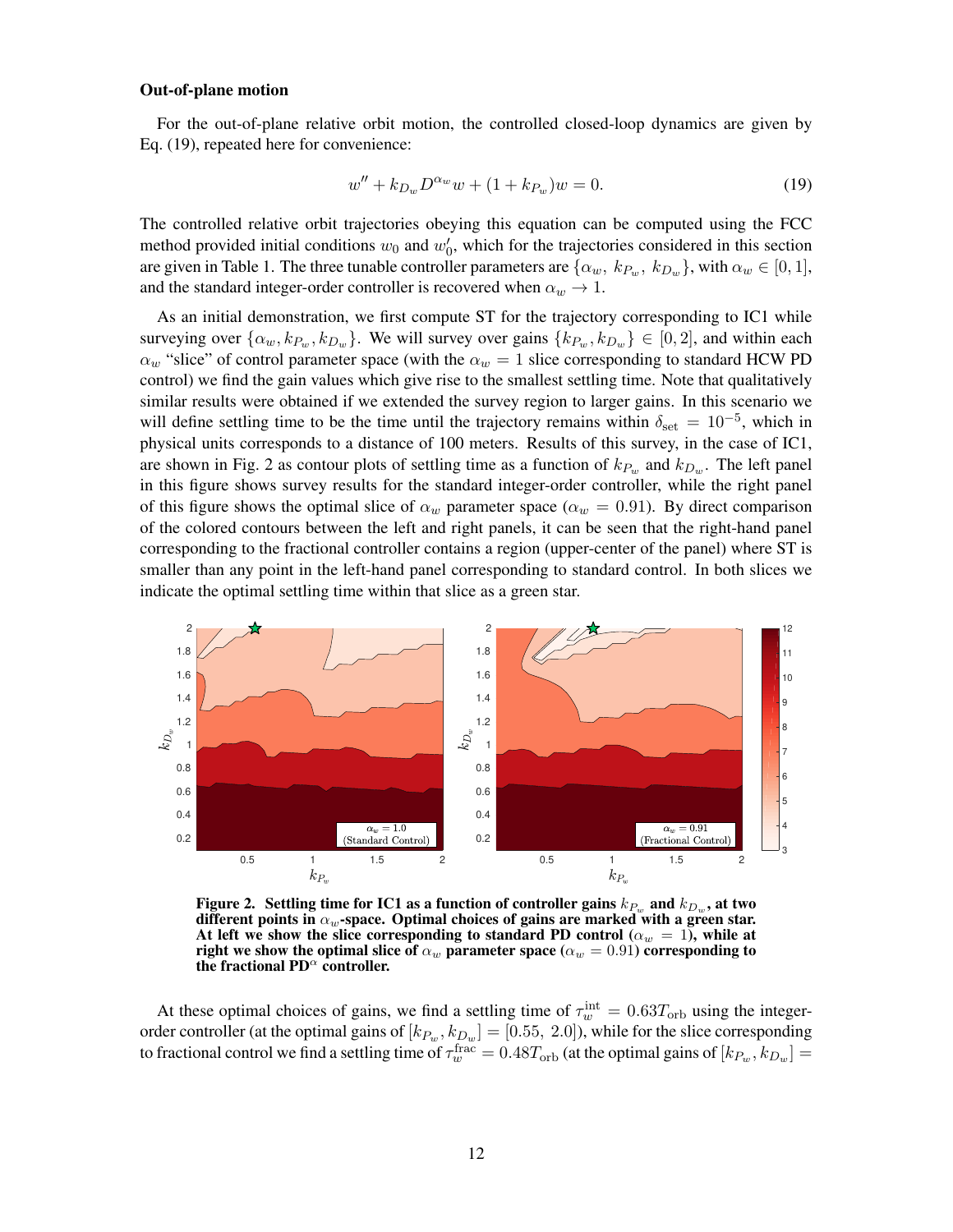**Out-of-plane motion**

For the out-of-plane relative orbit motion, the controlled closed-loop dynamics are given by Eq. (19), repeated here for convenience:

$$w'' + k_{D_w} D^{\alpha_w} w + (1 + k_{P_w}) w = 0. \tag{19}$$

The controlled relative orbit trajectories obeying this equation can be computed using the FCC method provided initial conditions $w_0$ and $w'_0$, which for the trajectories considered in this section are given in Table 1. The three tunable controller parameters are $\{\alpha_w,\ k_{P_w},\ k_{D_w}\}$, with $\alpha_w \in [0, 1]$, and the standard integer-order controller is recovered when $\alpha_w \to 1$.

As an initial demonstration, we first compute ST for the trajectory corresponding to IC1 while surveying over $\{\alpha_w, k_{P_w}, k_{D_w}\}$. We will survey over gains $\{k_{P_w}, k_{D_w}\} \in [0, 2]$, and within each $\alpha_w$ "slice" of control parameter space (with the $\alpha_w = 1$ slice corresponding to standard HCW PD control) we find the gain values which give rise to the smallest settling time. Note that qualitatively similar results were obtained if we extended the survey region to larger gains. In this scenario we will define settling time to be the time until the trajectory remains within $\delta_{\text{set}} = 10^{-5}$, which in physical units corresponds to a distance of 100 meters. Results of this survey, in the case of IC1, are shown in Fig. 2 as contour plots of settling time as a function of $k_{P_w}$ and $k_{D_w}$. The left panel in this figure shows survey results for the standard integer-order controller, while the right panel of this figure shows the optimal slice of $\alpha_w$ parameter space ($\alpha_w = 0.91$). By direct comparison of the colored contours between the left and right panels, it can be seen that the right-hand panel corresponding to the fractional controller contains a region (upper-center of the panel) where ST is smaller than any point in the left-hand panel corresponding to standard control. In both slices we indicate the optimal settling time within that slice as a green star.

**Figure 2. Settling time for IC1 as a function of controller gains $k_{P_w}$ and $k_{D_w}$, at two different points in $\alpha_w$-space. Optimal choices of gains are marked with a green star. At left we show the slice corresponding to standard PD control ($\alpha_w = 1$), while at right we show the optimal slice of $\alpha_w$ parameter space ($\alpha_w = 0.91$) corresponding to the fractional PD$^\alpha$ controller.**

At these optimal choices of gains, we find a settling time of $\tau_w^{\text{int}} = 0.63 T_{\text{orb}}$ using the integer-order controller (at the optimal gains of $[k_{P_w}, k_{D_w}] = [0.55,\ 2.0]$), while for the slice corresponding to fractional control we find a settling time of $\tau_w^{\text{frac}} = 0.48 T_{\text{orb}}$ (at the optimal gains of $[k_{P_w}, k_{D_w}] =$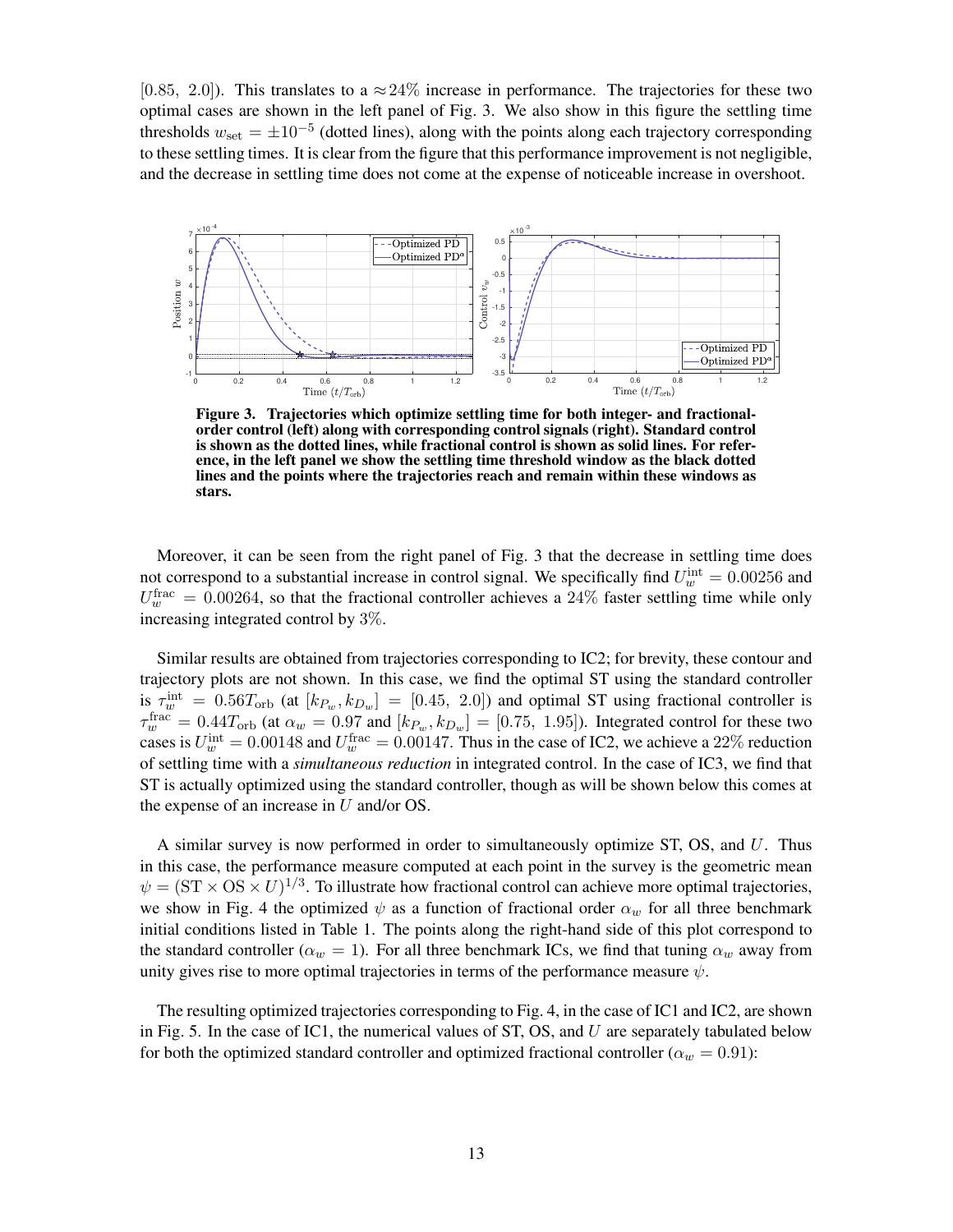[0.85, 2.0]). This translates to a $\approx$24% increase in performance. The trajectories for these two optimal cases are shown in the left panel of Fig. 3. We also show in this figure the settling time thresholds $w_{\text{set}} = \pm 10^{-5}$ (dotted lines), along with the points along each trajectory corresponding to these settling times. It is clear from the figure that this performance improvement is not negligible, and the decrease in settling time does not come at the expense of noticeable increase in overshoot.

**Figure 3. Trajectories which optimize settling time for both integer- and fractional-order control (left) along with corresponding control signals (right). Standard control is shown as the dotted lines, while fractional control is shown as solid lines. For reference, in the left panel we show the settling time threshold window as the black dotted lines and the points where the trajectories reach and remain within these windows as stars.**

Moreover, it can be seen from the right panel of Fig. 3 that the decrease in settling time does not correspond to a substantial increase in control signal. We specifically find $U_w^{\text{int}} = 0.00256$ and $U_w^{\text{frac}} = 0.00264$, so that the fractional controller achieves a 24% faster settling time while only increasing integrated control by 3%.

Similar results are obtained from trajectories corresponding to IC2; for brevity, these contour and trajectory plots are not shown. In this case, we find the optimal ST using the standard controller is $\tau_w^{\text{int}} = 0.56T_{\text{orb}}$ (at $[k_{P_w}, k_{D_w}] = [0.45,\ 2.0]$) and optimal ST using fractional controller is $\tau_w^{\text{frac}} = 0.44T_{\text{orb}}$ (at $\alpha_w = 0.97$ and $[k_{P_w}, k_{D_w}] = [0.75,\ 1.95]$). Integrated control for these two cases is $U_w^{\text{int}} = 0.00148$ and $U_w^{\text{frac}} = 0.00147$. Thus in the case of IC2, we achieve a 22% reduction of settling time with a *simultaneous reduction* in integrated control. In the case of IC3, we find that ST is actually optimized using the standard controller, though as will be shown below this comes at the expense of an increase in $U$ and/or OS.

A similar survey is now performed in order to simultaneously optimize ST, OS, and $U$. Thus in this case, the performance measure computed at each point in the survey is the geometric mean $\psi = (\text{ST} \times \text{OS} \times U)^{1/3}$. To illustrate how fractional control can achieve more optimal trajectories, we show in Fig. 4 the optimized $\psi$ as a function of fractional order $\alpha_w$ for all three benchmark initial conditions listed in Table 1. The points along the right-hand side of this plot correspond to the standard controller ($\alpha_w = 1$). For all three benchmark ICs, we find that tuning $\alpha_w$ away from unity gives rise to more optimal trajectories in terms of the performance measure $\psi$.

The resulting optimized trajectories corresponding to Fig. 4, in the case of IC1 and IC2, are shown in Fig. 5. In the case of IC1, the numerical values of ST, OS, and $U$ are separately tabulated below for both the optimized standard controller and optimized fractional controller ($\alpha_w = 0.91$):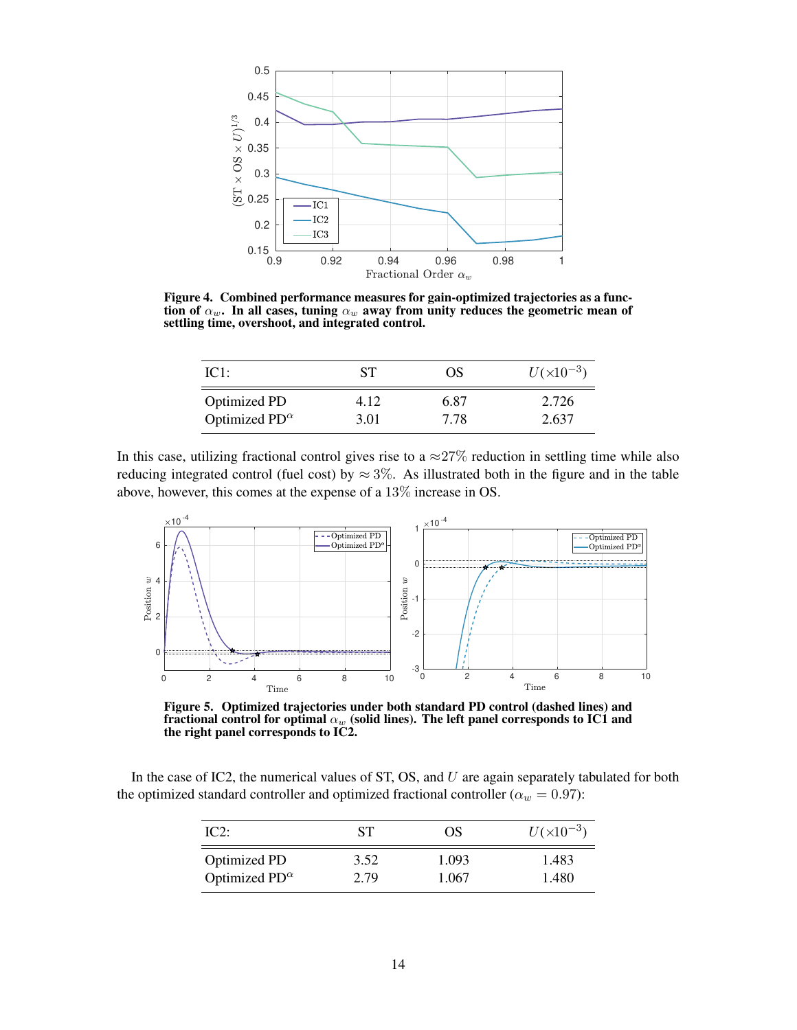**Figure 4. Combined performance measures for gain-optimized trajectories as a function of $\alpha_w$. In all cases, tuning $\alpha_w$ away from unity reduces the geometric mean of settling time, overshoot, and integrated control.**

| IC1: | ST | OS | $U(\times 10^{-3})$ |
|---|---|---|---|
| Optimized PD | 4.12 | 6.87 | 2.726 |
| Optimized PD$^\alpha$ | 3.01 | 7.78 | 2.637 |

In this case, utilizing fractional control gives rise to a $\approx$27% reduction in settling time while also reducing integrated control (fuel cost) by $\approx 3\%$. As illustrated both in the figure and in the table above, however, this comes at the expense of a 13% increase in OS.

**Figure 5. Optimized trajectories under both standard PD control (dashed lines) and fractional control for optimal $\alpha_w$ (solid lines). The left panel corresponds to IC1 and the right panel corresponds to IC2.**

In the case of IC2, the numerical values of ST, OS, and $U$ are again separately tabulated for both the optimized standard controller and optimized fractional controller ($\alpha_w = 0.97$):

| IC2: | ST | OS | $U(\times 10^{-3})$ |
|---|---|---|---|
| Optimized PD | 3.52 | 1.093 | 1.483 |
| Optimized PD$^\alpha$ | 2.79 | 1.067 | 1.480 |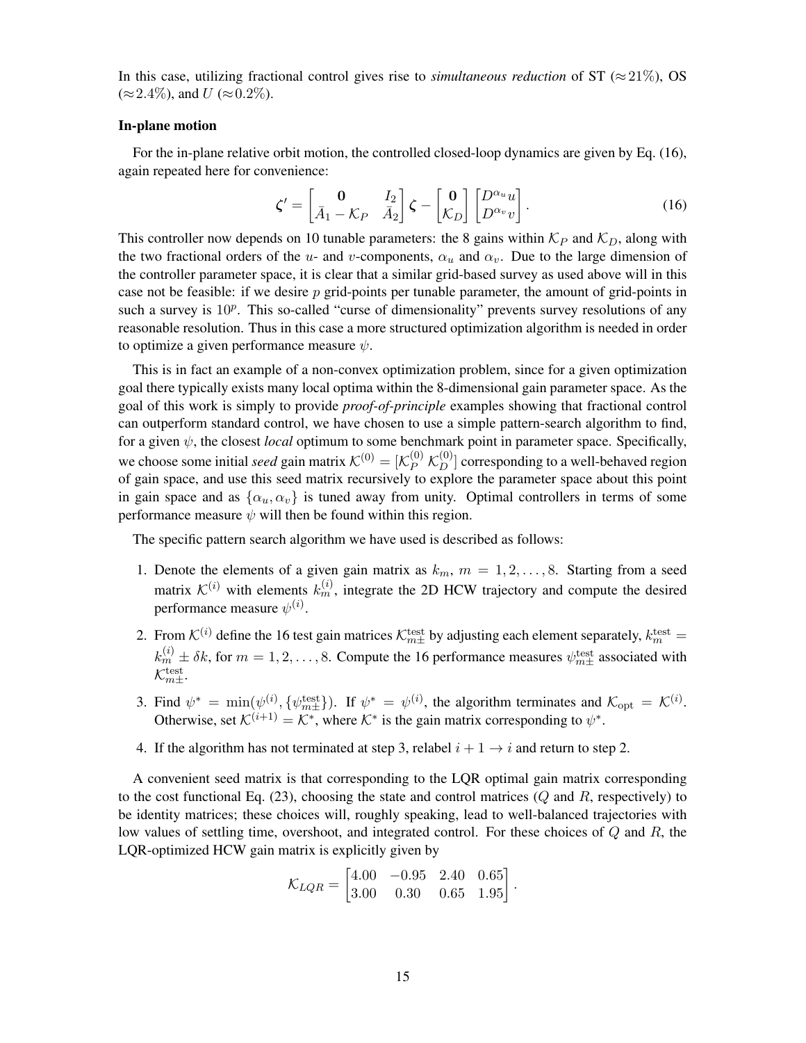In this case, utilizing fractional control gives rise to *simultaneous reduction* of ST ($\approx$21%), OS ($\approx$2.4%), and $U$ ($\approx$0.2%).

**In-plane motion**

For the in-plane relative orbit motion, the controlled closed-loop dynamics are given by Eq. (16), again repeated here for convenience:

$$\boldsymbol{\zeta}' = \begin{bmatrix} \mathbf{0} & I_2 \\ \bar{A}_1 - \mathcal{K}_P & \bar{A}_2 \end{bmatrix} \boldsymbol{\zeta} - \begin{bmatrix} \mathbf{0} \\ \mathcal{K}_D \end{bmatrix} \begin{bmatrix} D^{\alpha_u} u \\ D^{\alpha_v} v \end{bmatrix}. \tag{16}$$

This controller now depends on 10 tunable parameters: the 8 gains within $\mathcal{K}_P$ and $\mathcal{K}_D$, along with the two fractional orders of the $u$- and $v$-components, $\alpha_u$ and $\alpha_v$. Due to the large dimension of the controller parameter space, it is clear that a similar grid-based survey as used above will in this case not be feasible: if we desire $p$ grid-points per tunable parameter, the amount of grid-points in such a survey is $10^p$. This so-called "curse of dimensionality" prevents survey resolutions of any reasonable resolution. Thus in this case a more structured optimization algorithm is needed in order to optimize a given performance measure $\psi$.

This is in fact an example of a non-convex optimization problem, since for a given optimization goal there typically exists many local optima within the 8-dimensional gain parameter space. As the goal of this work is simply to provide *proof-of-principle* examples showing that fractional control can outperform standard control, we have chosen to use a simple pattern-search algorithm to find, for a given $\psi$, the closest *local* optimum to some benchmark point in parameter space. Specifically, we choose some initial *seed* gain matrix $\mathcal{K}^{(0)} = [\mathcal{K}_P^{(0)} \; \mathcal{K}_D^{(0)}]$ corresponding to a well-behaved region of gain space, and use this seed matrix recursively to explore the parameter space about this point in gain space and as $\{\alpha_u, \alpha_v\}$ is tuned away from unity. Optimal controllers in terms of some performance measure $\psi$ will then be found within this region.

The specific pattern search algorithm we have used is described as follows:

1. Denote the elements of a given gain matrix as $k_m$, $m = 1, 2, \ldots, 8$. Starting from a seed matrix $\mathcal{K}^{(i)}$ with elements $k_m^{(i)}$, integrate the 2D HCW trajectory and compute the desired performance measure $\psi^{(i)}$.
2. From $\mathcal{K}^{(i)}$ define the 16 test gain matrices $\mathcal{K}_{m\pm}^{\text{test}}$ by adjusting each element separately, $k_m^{\text{test}} = k_m^{(i)} \pm \delta k$, for $m = 1, 2, \ldots, 8$. Compute the 16 performance measures $\psi_{m\pm}^{\text{test}}$ associated with $\mathcal{K}_{m\pm}^{\text{test}}$.
3. Find $\psi^* = \min(\psi^{(i)}, \{\psi_{m\pm}^{\text{test}}\})$. If $\psi^* = \psi^{(i)}$, the algorithm terminates and $\mathcal{K}_{\text{opt}} = \mathcal{K}^{(i)}$. Otherwise, set $\mathcal{K}^{(i+1)} = \mathcal{K}^*$, where $\mathcal{K}^*$ is the gain matrix corresponding to $\psi^*$.
4. If the algorithm has not terminated at step 3, relabel $i+1 \to i$ and return to step 2.

A convenient seed matrix is that corresponding to the LQR optimal gain matrix corresponding to the cost functional Eq. (23), choosing the state and control matrices ($Q$ and $R$, respectively) to be identity matrices; these choices will, roughly speaking, lead to well-balanced trajectories with low values of settling time, overshoot, and integrated control. For these choices of $Q$ and $R$, the LQR-optimized HCW gain matrix is explicitly given by

$$\mathcal{K}_{LQR} = \begin{bmatrix} 4.00 & -0.95 & 2.40 & 0.65 \\ 3.00 & 0.30 & 0.65 & 1.95 \end{bmatrix}.$$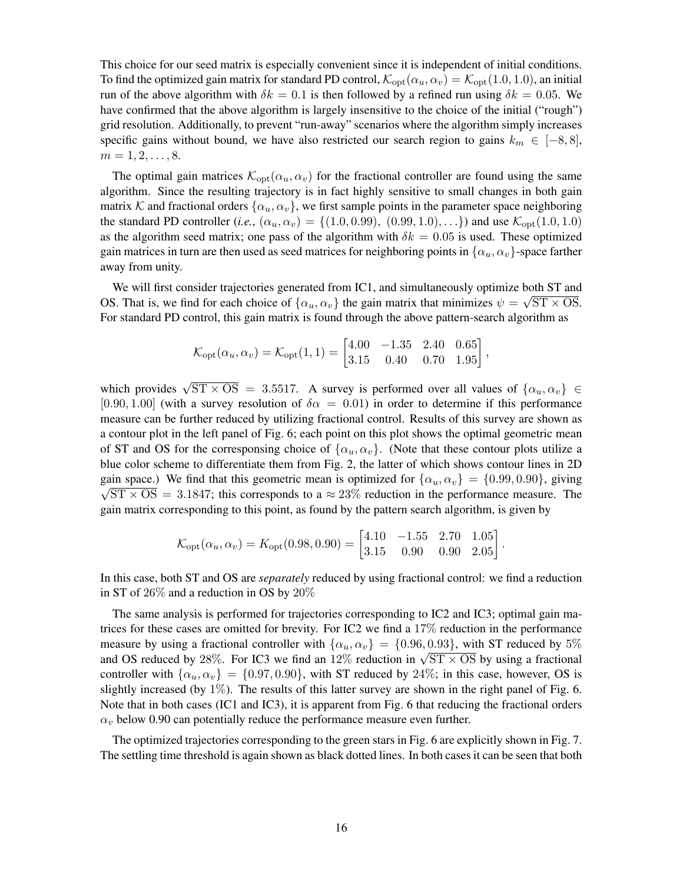This choice for our seed matrix is especially convenient since it is independent of initial conditions. To find the optimized gain matrix for standard PD control, $\mathcal{K}_{\rm opt}(\alpha_u, \alpha_v) = \mathcal{K}_{\rm opt}(1.0, 1.0)$, an initial run of the above algorithm with $\delta k = 0.1$ is then followed by a refined run using $\delta k = 0.05$. We have confirmed that the above algorithm is largely insensitive to the choice of the initial ("rough") grid resolution. Additionally, to prevent "run-away" scenarios where the algorithm simply increases specific gains without bound, we have also restricted our search region to gains $k_m \in [-8, 8]$, $m = 1, 2, \ldots, 8$.

The optimal gain matrices $\mathcal{K}_{\rm opt}(\alpha_u, \alpha_v)$ for the fractional controller are found using the same algorithm. Since the resulting trajectory is in fact highly sensitive to small changes in both gain matrix $\mathcal{K}$ and fractional orders $\{\alpha_u, \alpha_v\}$, we first sample points in the parameter space neighboring the standard PD controller (*i.e.*, $(\alpha_u, \alpha_v) = \{(1.0, 0.99),\ (0.99, 1.0), \ldots\}$) and use $\mathcal{K}_{\rm opt}(1.0, 1.0)$ as the algorithm seed matrix; one pass of the algorithm with $\delta k = 0.05$ is used. These optimized gain matrices in turn are then used as seed matrices for neighboring points in $\{\alpha_u, \alpha_v\}$-space farther away from unity.

We will first consider trajectories generated from IC1, and simultaneously optimize both ST and OS. That is, we find for each choice of $\{\alpha_u, \alpha_v\}$ the gain matrix that minimizes $\psi = \sqrt{\rm ST \times OS}$. For standard PD control, this gain matrix is found through the above pattern-search algorithm as

$$\mathcal{K}_{\rm opt}(\alpha_u, \alpha_v) = \mathcal{K}_{\rm opt}(1, 1) = \begin{bmatrix} 4.00 & -1.35 & 2.40 & 0.65 \\ 3.15 & 0.40 & 0.70 & 1.95 \end{bmatrix},$$

which provides $\sqrt{\rm ST \times OS} = 3.5517$. A survey is performed over all values of $\{\alpha_u, \alpha_v\} \in [0.90, 1.00]$ (with a survey resolution of $\delta\alpha = 0.01$) in order to determine if this performance measure can be further reduced by utilizing fractional control. Results of this survey are shown as a contour plot in the left panel of Fig. 6; each point on this plot shows the optimal geometric mean of ST and OS for the corresponding choice of $\{\alpha_u, \alpha_v\}$. (Note that these contour plots utilize a blue color scheme to differentiate them from Fig. 2, the latter of which shows contour lines in 2D gain space.) We find that this geometric mean is optimized for $\{\alpha_u, \alpha_v\} = \{0.99, 0.90\}$, giving $\sqrt{\rm ST \times OS} = 3.1847$; this corresponds to a $\approx 23\%$ reduction in the performance measure. The gain matrix corresponding to this point, as found by the pattern search algorithm, is given by

$$\mathcal{K}_{\rm opt}(\alpha_u, \alpha_v) = K_{\rm opt}(0.98, 0.90) = \begin{bmatrix} 4.10 & -1.55 & 2.70 & 1.05 \\ 3.15 & 0.90 & 0.90 & 2.05 \end{bmatrix}.$$

In this case, both ST and OS are *separately* reduced by using fractional control: we find a reduction in ST of $26\%$ and a reduction in OS by $20\%$

The same analysis is performed for trajectories corresponding to IC2 and IC3; optimal gain matrices for these cases are omitted for brevity. For IC2 we find a $17\%$ reduction in the performance measure by using a fractional controller with $\{\alpha_u, \alpha_v\} = \{0.96, 0.93\}$, with ST reduced by $5\%$ and OS reduced by $28\%$. For IC3 we find an $12\%$ reduction in $\sqrt{\rm ST \times OS}$ by using a fractional controller with $\{\alpha_u, \alpha_v\} = \{0.97, 0.90\}$, with ST reduced by $24\%$; in this case, however, OS is slightly increased (by $1\%$). The results of this latter survey are shown in the right panel of Fig. 6. Note that in both cases (IC1 and IC3), it is apparent from Fig. 6 that reducing the fractional orders $\alpha_v$ below 0.90 can potentially reduce the performance measure even further.

The optimized trajectories corresponding to the green stars in Fig. 6 are explicitly shown in Fig. 7. The settling time threshold is again shown as black dotted lines. In both cases it can be seen that both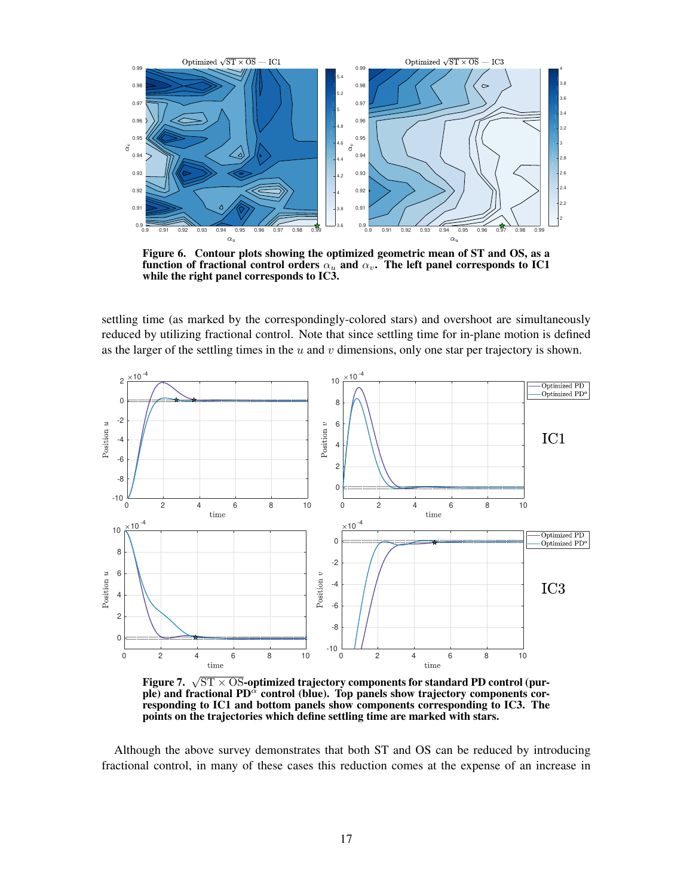**Figure 6. Contour plots showing the optimized geometric mean of ST and OS, as a function of fractional control orders $\alpha_u$ and $\alpha_v$. The left panel corresponds to IC1 while the right panel corresponds to IC3.**

settling time (as marked by the correspondingly-colored stars) and overshoot are simultaneously reduced by utilizing fractional control. Note that since settling time for in-plane motion is defined as the larger of the settling times in the $u$ and $v$ dimensions, only one star per trajectory is shown.

**Figure 7. $\sqrt{\mathrm{ST} \times \mathrm{OS}}$-optimized trajectory components for standard PD control (purple) and fractional PD$^\alpha$ control (blue). Top panels show trajectory components corresponding to IC1 and bottom panels show components corresponding to IC3. The points on the trajectories which define settling time are marked with stars.**

Although the above survey demonstrates that both ST and OS can be reduced by introducing fractional control, in many of these cases this reduction comes at the expense of an increase in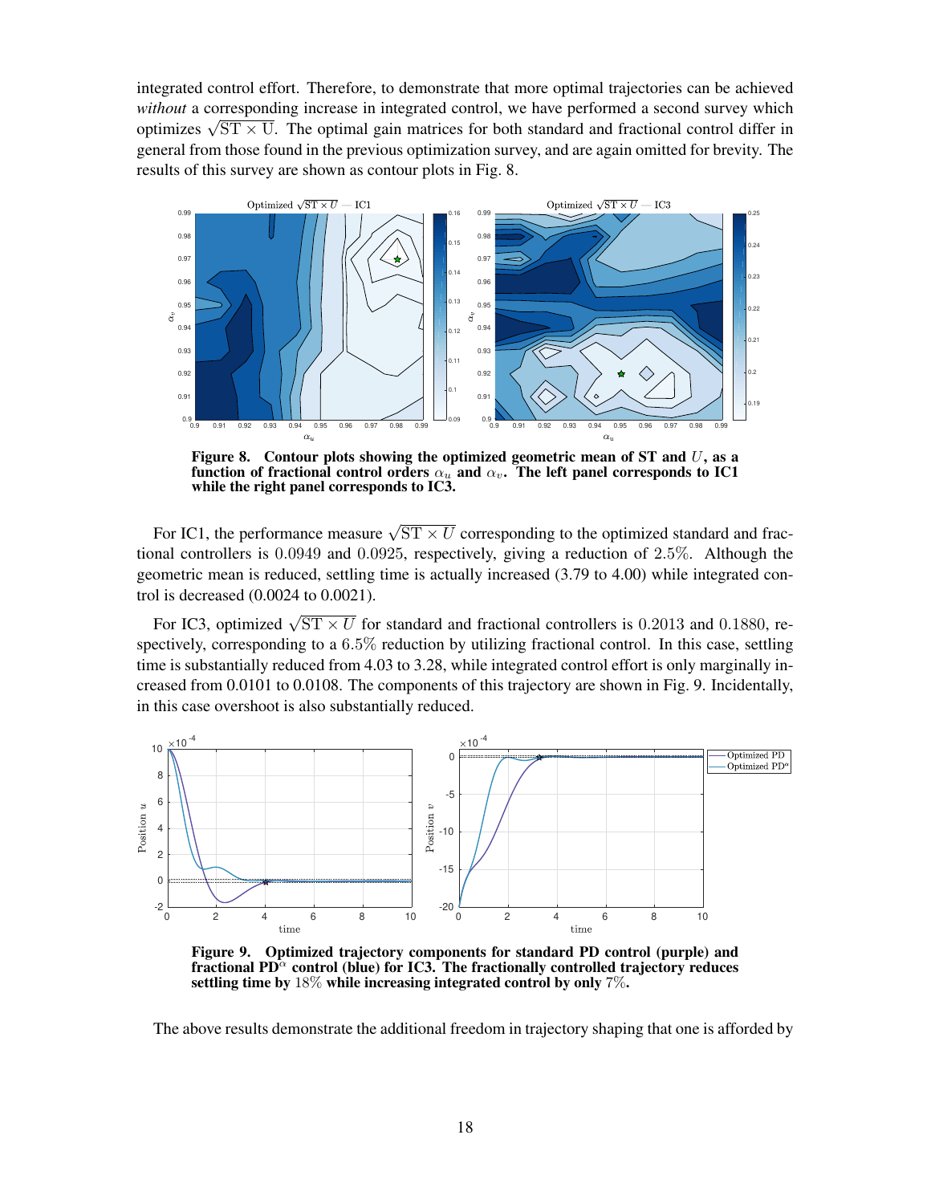integrated control effort. Therefore, to demonstrate that more optimal trajectories can be achieved *without* a corresponding increase in integrated control, we have performed a second survey which optimizes $\sqrt{\mathrm{ST} \times \mathrm{U}}$. The optimal gain matrices for both standard and fractional control differ in general from those found in the previous optimization survey, and are again omitted for brevity. The results of this survey are shown as contour plots in Fig. 8.

**Figure 8. Contour plots showing the optimized geometric mean of ST and $U$, as a function of fractional control orders $\alpha_u$ and $\alpha_v$. The left panel corresponds to IC1 while the right panel corresponds to IC3.**

For IC1, the performance measure $\sqrt{\mathrm{ST} \times U}$ corresponding to the optimized standard and fractional controllers is $0.0949$ and $0.0925$, respectively, giving a reduction of $2.5\%$. Although the geometric mean is reduced, settling time is actually increased (3.79 to 4.00) while integrated control is decreased (0.0024 to 0.0021).

For IC3, optimized $\sqrt{\mathrm{ST} \times U}$ for standard and fractional controllers is $0.2013$ and $0.1880$, respectively, corresponding to a $6.5\%$ reduction by utilizing fractional control. In this case, settling time is substantially reduced from 4.03 to 3.28, while integrated control effort is only marginally increased from 0.0101 to 0.0108. The components of this trajectory are shown in Fig. 9. Incidentally, in this case overshoot is also substantially reduced.

**Figure 9. Optimized trajectory components for standard PD control (purple) and fractional PD$^\alpha$ control (blue) for IC3. The fractionally controlled trajectory reduces settling time by $18\%$ while increasing integrated control by only $7\%$.**

The above results demonstrate the additional freedom in trajectory shaping that one is afforded by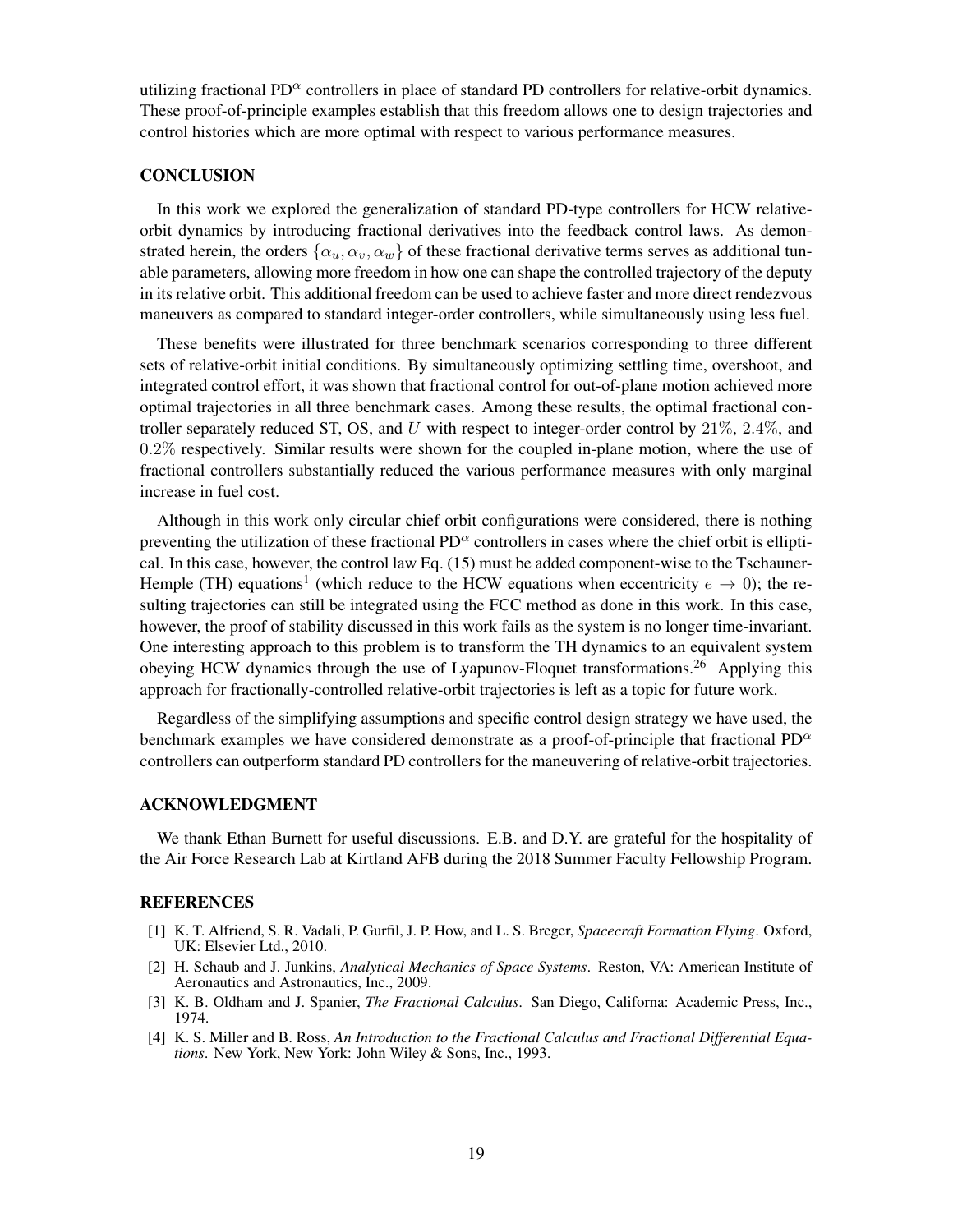utilizing fractional PD$^\alpha$ controllers in place of standard PD controllers for relative-orbit dynamics. These proof-of-principle examples establish that this freedom allows one to design trajectories and control histories which are more optimal with respect to various performance measures.

## CONCLUSION

In this work we explored the generalization of standard PD-type controllers for HCW relative-orbit dynamics by introducing fractional derivatives into the feedback control laws. As demonstrated herein, the orders $\{\alpha_u, \alpha_v, \alpha_w\}$ of these fractional derivative terms serves as additional tunable parameters, allowing more freedom in how one can shape the controlled trajectory of the deputy in its relative orbit. This additional freedom can be used to achieve faster and more direct rendezvous maneuvers as compared to standard integer-order controllers, while simultaneously using less fuel.

These benefits were illustrated for three benchmark scenarios corresponding to three different sets of relative-orbit initial conditions. By simultaneously optimizing settling time, overshoot, and integrated control effort, it was shown that fractional control for out-of-plane motion achieved more optimal trajectories in all three benchmark cases. Among these results, the optimal fractional controller separately reduced ST, OS, and $U$ with respect to integer-order control by $21\%$, $2.4\%$, and $0.2\%$ respectively. Similar results were shown for the coupled in-plane motion, where the use of fractional controllers substantially reduced the various performance measures with only marginal increase in fuel cost.

Although in this work only circular chief orbit configurations were considered, there is nothing preventing the utilization of these fractional PD$^\alpha$ controllers in cases where the chief orbit is elliptical. In this case, however, the control law Eq. (15) must be added component-wise to the Tschauner-Hemple (TH) equations[1] (which reduce to the HCW equations when eccentricity $e \to 0$); the resulting trajectories can still be integrated using the FCC method as done in this work. In this case, however, the proof of stability discussed in this work fails as the system is no longer time-invariant. One interesting approach to this problem is to transform the TH dynamics to an equivalent system obeying HCW dynamics through the use of Lyapunov-Floquet transformations.[26] Applying this approach for fractionally-controlled relative-orbit trajectories is left as a topic for future work.

Regardless of the simplifying assumptions and specific control design strategy we have used, the benchmark examples we have considered demonstrate as a proof-of-principle that fractional PD$^\alpha$ controllers can outperform standard PD controllers for the maneuvering of relative-orbit trajectories.

## ACKNOWLEDGMENT

We thank Ethan Burnett for useful discussions. E.B. and D.Y. are grateful for the hospitality of the Air Force Research Lab at Kirtland AFB during the 2018 Summer Faculty Fellowship Program.

## REFERENCES

[1] K. T. Alfriend, S. R. Vadali, P. Gurfil, J. P. How, and L. S. Breger, *Spacecraft Formation Flying*. Oxford, UK: Elsevier Ltd., 2010.

[2] H. Schaub and J. Junkins, *Analytical Mechanics of Space Systems*. Reston, VA: American Institute of Aeronautics and Astronautics, Inc., 2009.

[3] K. B. Oldham and J. Spanier, *The Fractional Calculus*. San Diego, Californa: Academic Press, Inc., 1974.

[4] K. S. Miller and B. Ross, *An Introduction to the Fractional Calculus and Fractional Differential Equations*. New York, New York: John Wiley & Sons, Inc., 1993.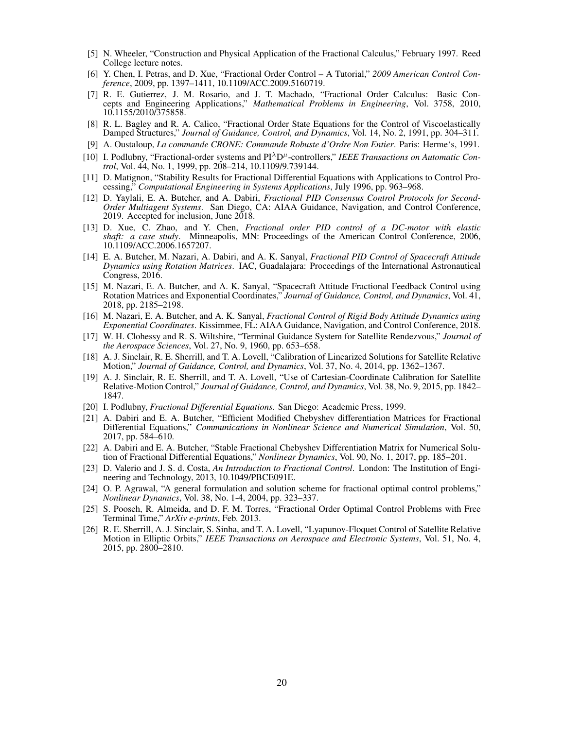[5] N. Wheeler, "Construction and Physical Application of the Fractional Calculus," February 1997. Reed College lecture notes.

[6] Y. Chen, I. Petras, and D. Xue, "Fractional Order Control – A Tutorial," *2009 American Control Conference*, 2009, pp. 1397–1411, 10.1109/ACC.2009.5160719.

[7] R. E. Gutierrez, J. M. Rosario, and J. T. Machado, "Fractional Order Calculus: Basic Concepts and Engineering Applications," *Mathematical Problems in Engineering*, Vol. 3758, 2010, 10.1155/2010/375858.

[8] R. L. Bagley and R. A. Calico, "Fractional Order State Equations for the Control of Viscoelastically Damped Structures," *Journal of Guidance, Control, and Dynamics*, Vol. 14, No. 2, 1991, pp. 304–311.

[9] A. Oustaloup, *La commande CRONE: Commande Robuste d'Ordre Non Entier*. Paris: Herme's, 1991.

[10] I. Podlubny, "Fractional-order systems and PI$^{\lambda}$D$^{\mu}$-controllers," *IEEE Transactions on Automatic Control*, Vol. 44, No. 1, 1999, pp. 208–214, 10.1109/9.739144.

[11] D. Matignon, "Stability Results for Fractional Differential Equations with Applications to Control Processing," *Computational Engineering in Systems Applications*, July 1996, pp. 963–968.

[12] D. Yaylali, E. A. Butcher, and A. Dabiri, *Fractional PID Consensus Control Protocols for Second-Order Multiagent Systems*. San Diego, CA: AIAA Guidance, Navigation, and Control Conference, 2019. Accepted for inclusion, June 2018.

[13] D. Xue, C. Zhao, and Y. Chen, *Fractional order PID control of a DC-motor with elastic shaft: a case study*. Minneapolis, MN: Proceedings of the American Control Conference, 2006, 10.1109/ACC.2006.1657207.

[14] E. A. Butcher, M. Nazari, A. Dabiri, and A. K. Sanyal, *Fractional PID Control of Spacecraft Attitude Dynamics using Rotation Matrices*. IAC, Guadalajara: Proceedings of the International Astronautical Congress, 2016.

[15] M. Nazari, E. A. Butcher, and A. K. Sanyal, "Spacecraft Attitude Fractional Feedback Control using Rotation Matrices and Exponential Coordinates," *Journal of Guidance, Control, and Dynamics*, Vol. 41, 2018, pp. 2185–2198.

[16] M. Nazari, E. A. Butcher, and A. K. Sanyal, *Fractional Control of Rigid Body Attitude Dynamics using Exponential Coordinates*. Kissimmee, FL: AIAA Guidance, Navigation, and Control Conference, 2018.

[17] W. H. Clohessy and R. S. Wiltshire, "Terminal Guidance System for Satellite Rendezvous," *Journal of the Aerospace Sciences*, Vol. 27, No. 9, 1960, pp. 653–658.

[18] A. J. Sinclair, R. E. Sherrill, and T. A. Lovell, "Calibration of Linearized Solutions for Satellite Relative Motion," *Journal of Guidance, Control, and Dynamics*, Vol. 37, No. 4, 2014, pp. 1362–1367.

[19] A. J. Sinclair, R. E. Sherrill, and T. A. Lovell, "Use of Cartesian-Coordinate Calibration for Satellite Relative-Motion Control," *Journal of Guidance, Control, and Dynamics*, Vol. 38, No. 9, 2015, pp. 1842–1847.

[20] I. Podlubny, *Fractional Differential Equations*. San Diego: Academic Press, 1999.

[21] A. Dabiri and E. A. Butcher, "Efficient Modified Chebyshev differentiation Matrices for Fractional Differential Equations," *Communications in Nonlinear Science and Numerical Simulation*, Vol. 50, 2017, pp. 584–610.

[22] A. Dabiri and E. A. Butcher, "Stable Fractional Chebyshev Differentiation Matrix for Numerical Solution of Fractional Differential Equations," *Nonlinear Dynamics*, Vol. 90, No. 1, 2017, pp. 185–201.

[23] D. Valerio and J. S. d. Costa, *An Introduction to Fractional Control*. London: The Institution of Engineering and Technology, 2013, 10.1049/PBCE091E.

[24] O. P. Agrawal, "A general formulation and solution scheme for fractional optimal control problems," *Nonlinear Dynamics*, Vol. 38, No. 1-4, 2004, pp. 323–337.

[25] S. Pooseh, R. Almeida, and D. F. M. Torres, "Fractional Order Optimal Control Problems with Free Terminal Time," *ArXiv e-prints*, Feb. 2013.

[26] R. E. Sherrill, A. J. Sinclair, S. Sinha, and T. A. Lovell, "Lyapunov-Floquet Control of Satellite Relative Motion in Elliptic Orbits," *IEEE Transactions on Aerospace and Electronic Systems*, Vol. 51, No. 4, 2015, pp. 2800–2810.